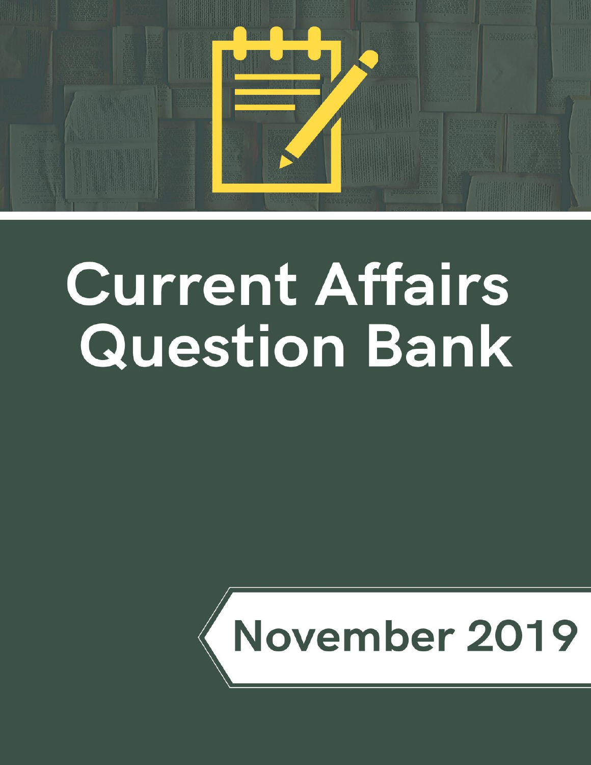# Current Affairs Question Bank

November 2019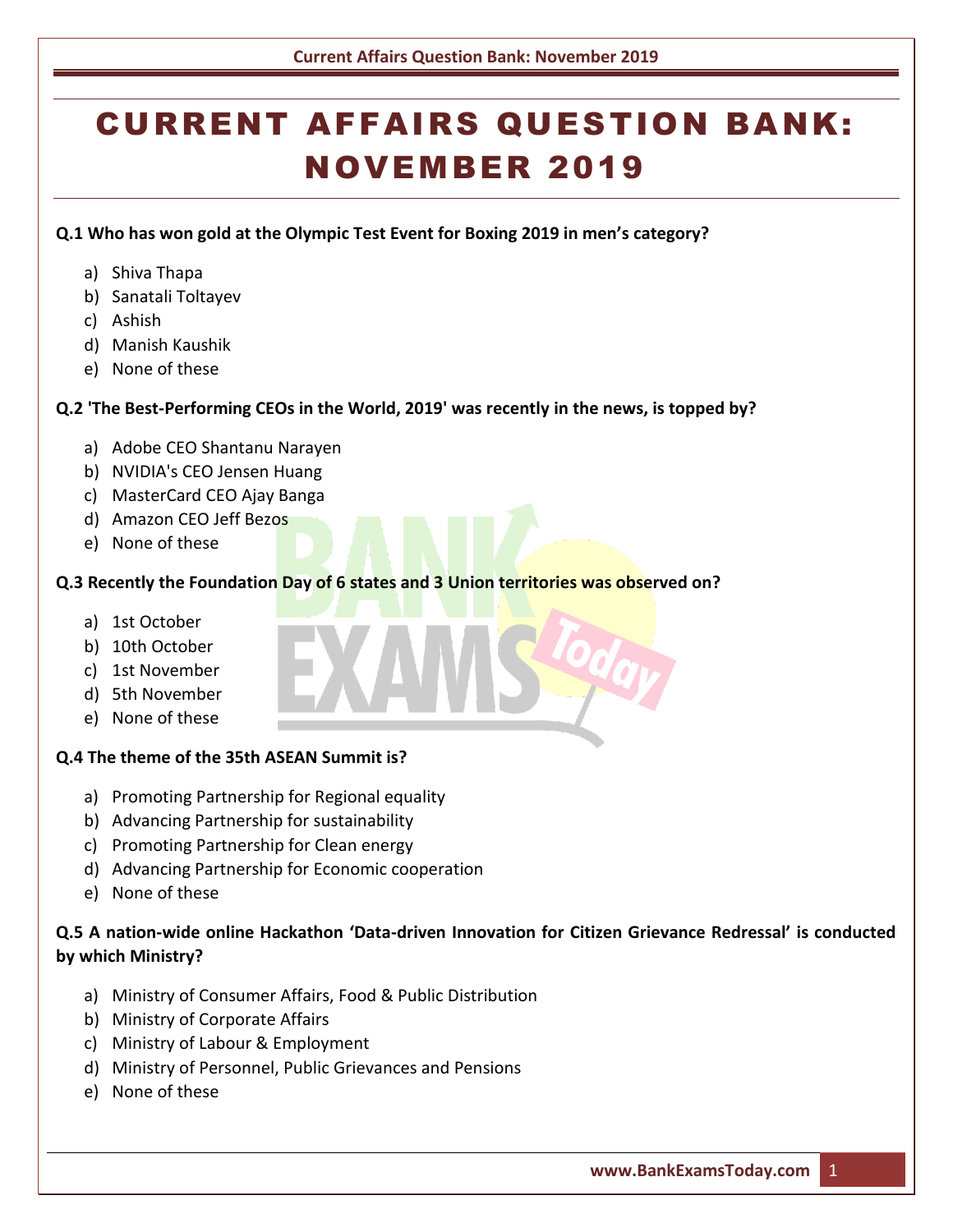# CURRENT AFFAIRS QUESTION BANK: NOVEMBER 2019

**Q.1 Who has won gold at the Olympic Test Event for Boxing 2019 in men's category?**

a) Shiva Thapa
b) Sanatali Toltayev
c) Ashish
d) Manish Kaushik
e) None of these

**Q.2 'The Best-Performing CEOs in the World, 2019' was recently in the news, is topped by?**

a) Adobe CEO Shantanu Narayen
b) NVIDIA's CEO Jensen Huang
c) MasterCard CEO Ajay Banga
d) Amazon CEO Jeff Bezos
e) None of these

**Q.3 Recently the Foundation Day of 6 states and 3 Union territories was observed on?**

a) 1st October
b) 10th October
c) 1st November
d) 5th November
e) None of these

**Q.4 The theme of the 35th ASEAN Summit is?**

a) Promoting Partnership for Regional equality
b) Advancing Partnership for sustainability
c) Promoting Partnership for Clean energy
d) Advancing Partnership for Economic cooperation
e) None of these

**Q.5 A nation-wide online Hackathon 'Data-driven Innovation for Citizen Grievance Redressal' is conducted by which Ministry?**

a) Ministry of Consumer Affairs, Food & Public Distribution
b) Ministry of Corporate Affairs
c) Ministry of Labour & Employment
d) Ministry of Personnel, Public Grievances and Pensions
e) None of these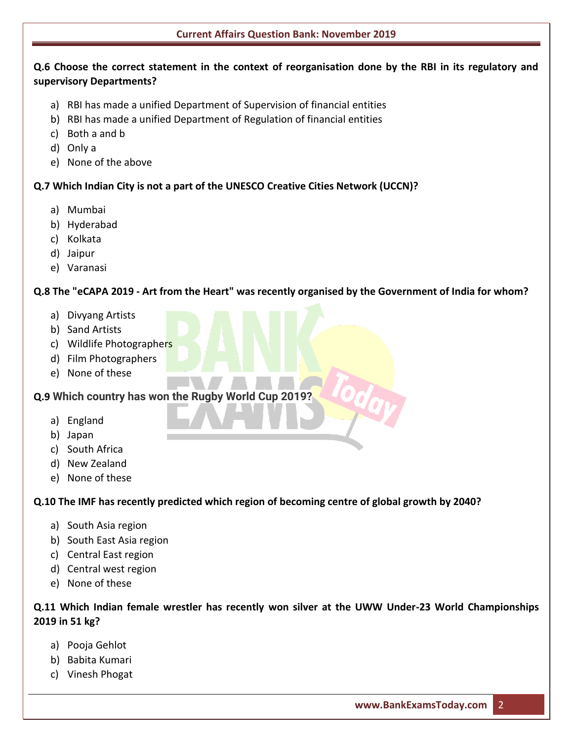**Q.6 Choose the correct statement in the context of reorganisation done by the RBI in its regulatory and supervisory Departments?**

a) RBI has made a unified Department of Supervision of financial entities
b) RBI has made a unified Department of Regulation of financial entities
c) Both a and b
d) Only a
e) None of the above

**Q.7 Which Indian City is not a part of the UNESCO Creative Cities Network (UCCN)?**

a) Mumbai
b) Hyderabad
c) Kolkata
d) Jaipur
e) Varanasi

**Q.8 The "eCAPA 2019 - Art from the Heart" was recently organised by the Government of India for whom?**

a) Divyang Artists
b) Sand Artists
c) Wildlife Photographers
d) Film Photographers
e) None of these

**Q.9 Which country has won the Rugby World Cup 2019?**

a) England
b) Japan
c) South Africa
d) New Zealand
e) None of these

**Q.10 The IMF has recently predicted which region of becoming centre of global growth by 2040?**

a) South Asia region
b) South East Asia region
c) Central East region
d) Central west region
e) None of these

**Q.11 Which Indian female wrestler has recently won silver at the UWW Under-23 World Championships 2019 in 51 kg?**

a) Pooja Gehlot
b) Babita Kumari
c) Vinesh Phogat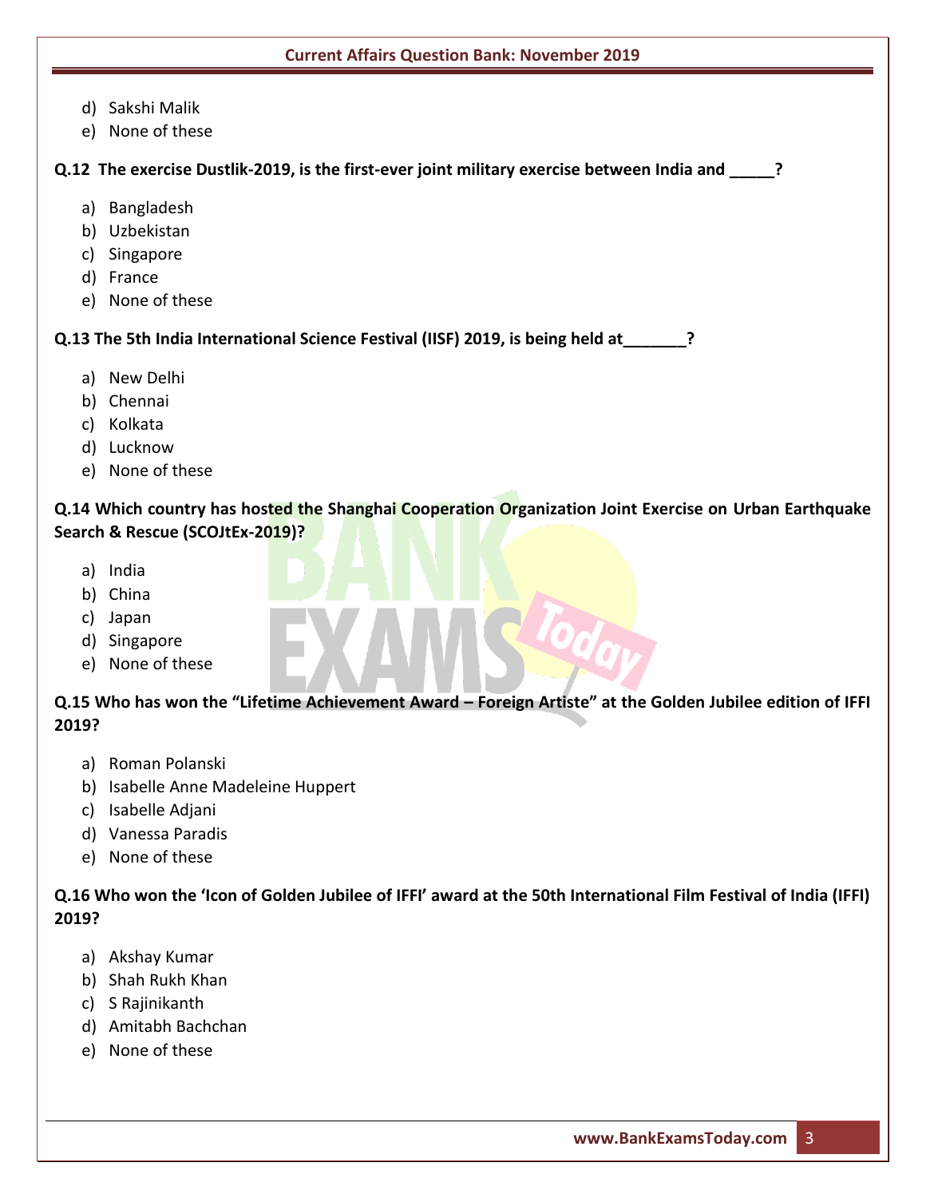d) Sakshi Malik
e) None of these

**Q.12 The exercise Dustlik-2019, is the first-ever joint military exercise between India and _____?**

a) Bangladesh
b) Uzbekistan
c) Singapore
d) France
e) None of these

**Q.13 The 5th India International Science Festival (IISF) 2019, is being held at_______?**

a) New Delhi
b) Chennai
c) Kolkata
d) Lucknow
e) None of these

**Q.14 Which country has hosted the Shanghai Cooperation Organization Joint Exercise on Urban Earthquake Search & Rescue (SCOJtEx-2019)?**

a) India
b) China
c) Japan
d) Singapore
e) None of these

**Q.15 Who has won the "Lifetime Achievement Award – Foreign Artiste" at the Golden Jubilee edition of IFFI 2019?**

a) Roman Polanski
b) Isabelle Anne Madeleine Huppert
c) Isabelle Adjani
d) Vanessa Paradis
e) None of these

**Q.16 Who won the 'Icon of Golden Jubilee of IFFI' award at the 50th International Film Festival of India (IFFI) 2019?**

a) Akshay Kumar
b) Shah Rukh Khan
c) S Rajinikanth
d) Amitabh Bachchan
e) None of these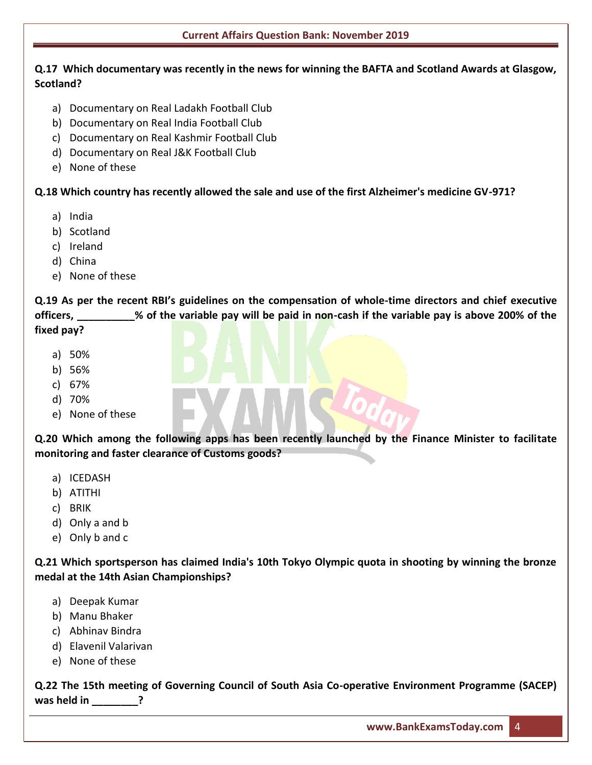**Q.17 Which documentary was recently in the news for winning the BAFTA and Scotland Awards at Glasgow, Scotland?**

a) Documentary on Real Ladakh Football Club
b) Documentary on Real India Football Club
c) Documentary on Real Kashmir Football Club
d) Documentary on Real J&K Football Club
e) None of these

**Q.18 Which country has recently allowed the sale and use of the first Alzheimer's medicine GV-971?**

a) India
b) Scotland
c) Ireland
d) China
e) None of these

**Q.19 As per the recent RBI's guidelines on the compensation of whole-time directors and chief executive officers, __________% of the variable pay will be paid in non-cash if the variable pay is above 200% of the fixed pay?**

a) 50%
b) 56%
c) 67%
d) 70%
e) None of these

**Q.20 Which among the following apps has been recently launched by the Finance Minister to facilitate monitoring and faster clearance of Customs goods?**

a) ICEDASH
b) ATITHI
c) BRIK
d) Only a and b
e) Only b and c

**Q.21 Which sportsperson has claimed India's 10th Tokyo Olympic quota in shooting by winning the bronze medal at the 14th Asian Championships?**

a) Deepak Kumar
b) Manu Bhaker
c) Abhinav Bindra
d) Elavenil Valarivan
e) None of these

**Q.22 The 15th meeting of Governing Council of South Asia Co-operative Environment Programme (SACEP) was held in ________?**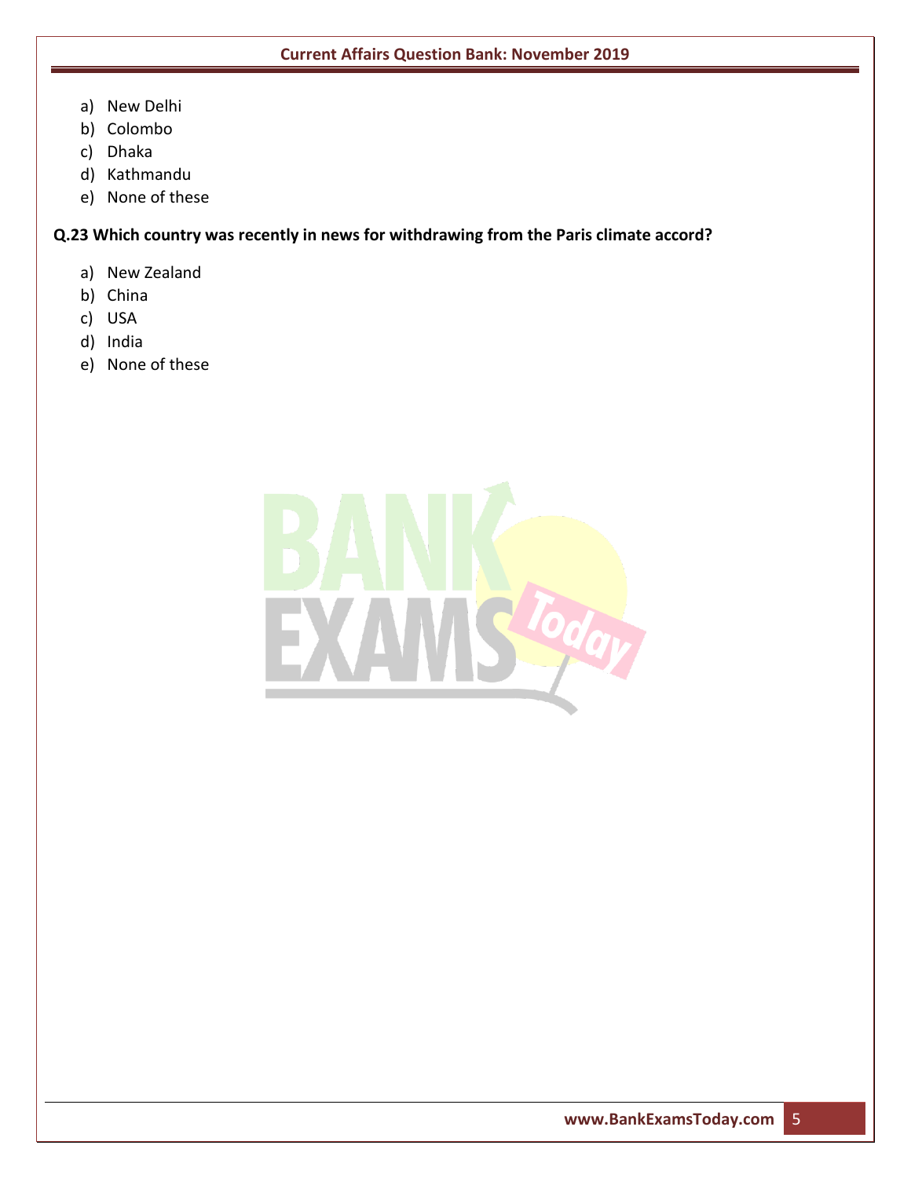a) New Delhi
b) Colombo
c) Dhaka
d) Kathmandu
e) None of these

**Q.23 Which country was recently in news for withdrawing from the Paris climate accord?**

a) New Zealand
b) China
c) USA
d) India
e) None of these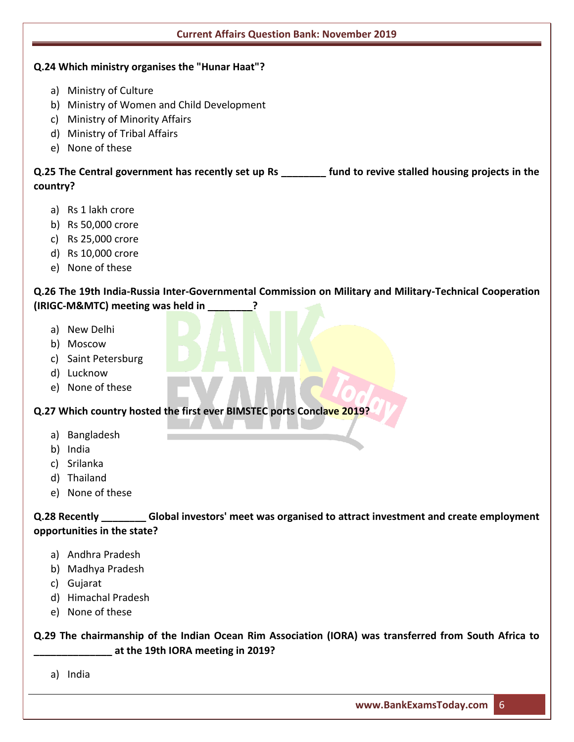**Q.24 Which ministry organises the "Hunar Haat"?**

a) Ministry of Culture
b) Ministry of Women and Child Development
c) Ministry of Minority Affairs
d) Ministry of Tribal Affairs
e) None of these

**Q.25 The Central government has recently set up Rs ________ fund to revive stalled housing projects in the country?**

a) Rs 1 lakh crore
b) Rs 50,000 crore
c) Rs 25,000 crore
d) Rs 10,000 crore
e) None of these

**Q.26 The 19th India-Russia Inter-Governmental Commission on Military and Military-Technical Cooperation (IRIGC-M&MTC) meeting was held in ________?**

a) New Delhi
b) Moscow
c) Saint Petersburg
d) Lucknow
e) None of these

**Q.27 Which country hosted the first ever BIMSTEC ports Conclave 2019?**

a) Bangladesh
b) India
c) Srilanka
d) Thailand
e) None of these

**Q.28 Recently ________ Global investors' meet was organised to attract investment and create employment opportunities in the state?**

a) Andhra Pradesh
b) Madhya Pradesh
c) Gujarat
d) Himachal Pradesh
e) None of these

**Q.29 The chairmanship of the Indian Ocean Rim Association (IORA) was transferred from South Africa to ______________ at the 19th IORA meeting in 2019?**

a) India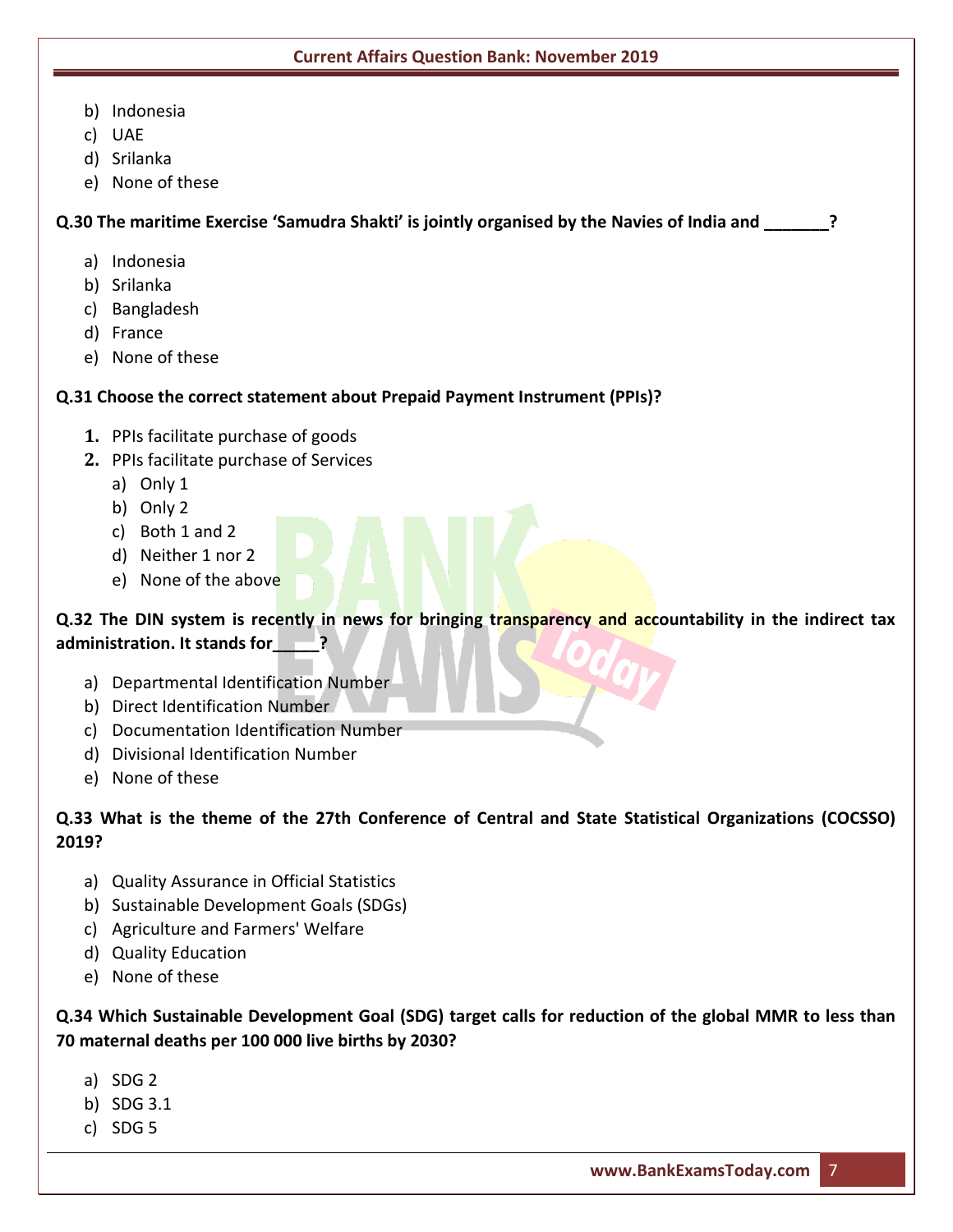b) Indonesia
c) UAE
d) Srilanka
e) None of these

**Q.30 The maritime Exercise 'Samudra Shakti' is jointly organised by the Navies of India and _______?**

a) Indonesia
b) Srilanka
c) Bangladesh
d) France
e) None of these

**Q.31 Choose the correct statement about Prepaid Payment Instrument (PPIs)?**

1. PPIs facilitate purchase of goods
2. PPIs facilitate purchase of Services

a) Only 1
b) Only 2
c) Both 1 and 2
d) Neither 1 nor 2
e) None of the above

**Q.32 The DIN system is recently in news for bringing transparency and accountability in the indirect tax administration. It stands for_____?**

a) Departmental Identification Number
b) Direct Identification Number
c) Documentation Identification Number
d) Divisional Identification Number
e) None of these

**Q.33 What is the theme of the 27th Conference of Central and State Statistical Organizations (COCSSO) 2019?**

a) Quality Assurance in Official Statistics
b) Sustainable Development Goals (SDGs)
c) Agriculture and Farmers' Welfare
d) Quality Education
e) None of these

**Q.34 Which Sustainable Development Goal (SDG) target calls for reduction of the global MMR to less than 70 maternal deaths per 100 000 live births by 2030?**

a) SDG 2
b) SDG 3.1
c) SDG 5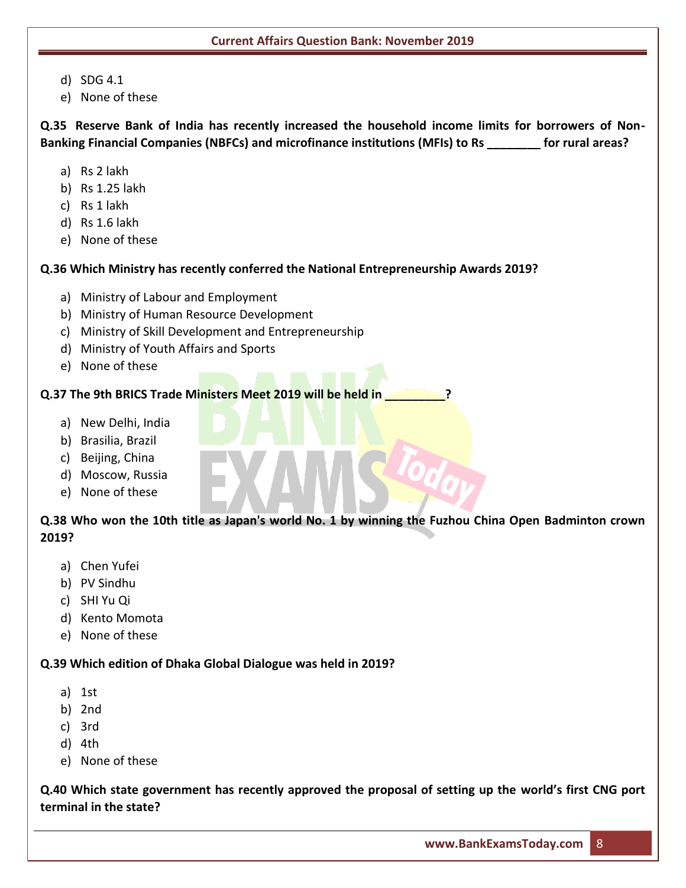d) SDG 4.1
e) None of these

**Q.35 Reserve Bank of India has recently increased the household income limits for borrowers of Non-Banking Financial Companies (NBFCs) and microfinance institutions (MFIs) to Rs ________ for rural areas?**

a) Rs 2 lakh
b) Rs 1.25 lakh
c) Rs 1 lakh
d) Rs 1.6 lakh
e) None of these

**Q.36 Which Ministry has recently conferred the National Entrepreneurship Awards 2019?**

a) Ministry of Labour and Employment
b) Ministry of Human Resource Development
c) Ministry of Skill Development and Entrepreneurship
d) Ministry of Youth Affairs and Sports
e) None of these

**Q.37 The 9th BRICS Trade Ministers Meet 2019 will be held in ________?**

a) New Delhi, India
b) Brasilia, Brazil
c) Beijing, China
d) Moscow, Russia
e) None of these

**Q.38 Who won the 10th title as Japan's world No. 1 by winning the Fuzhou China Open Badminton crown 2019?**

a) Chen Yufei
b) PV Sindhu
c) SHI Yu Qi
d) Kento Momota
e) None of these

**Q.39 Which edition of Dhaka Global Dialogue was held in 2019?**

a) 1st
b) 2nd
c) 3rd
d) 4th
e) None of these

**Q.40 Which state government has recently approved the proposal of setting up the world's first CNG port terminal in the state?**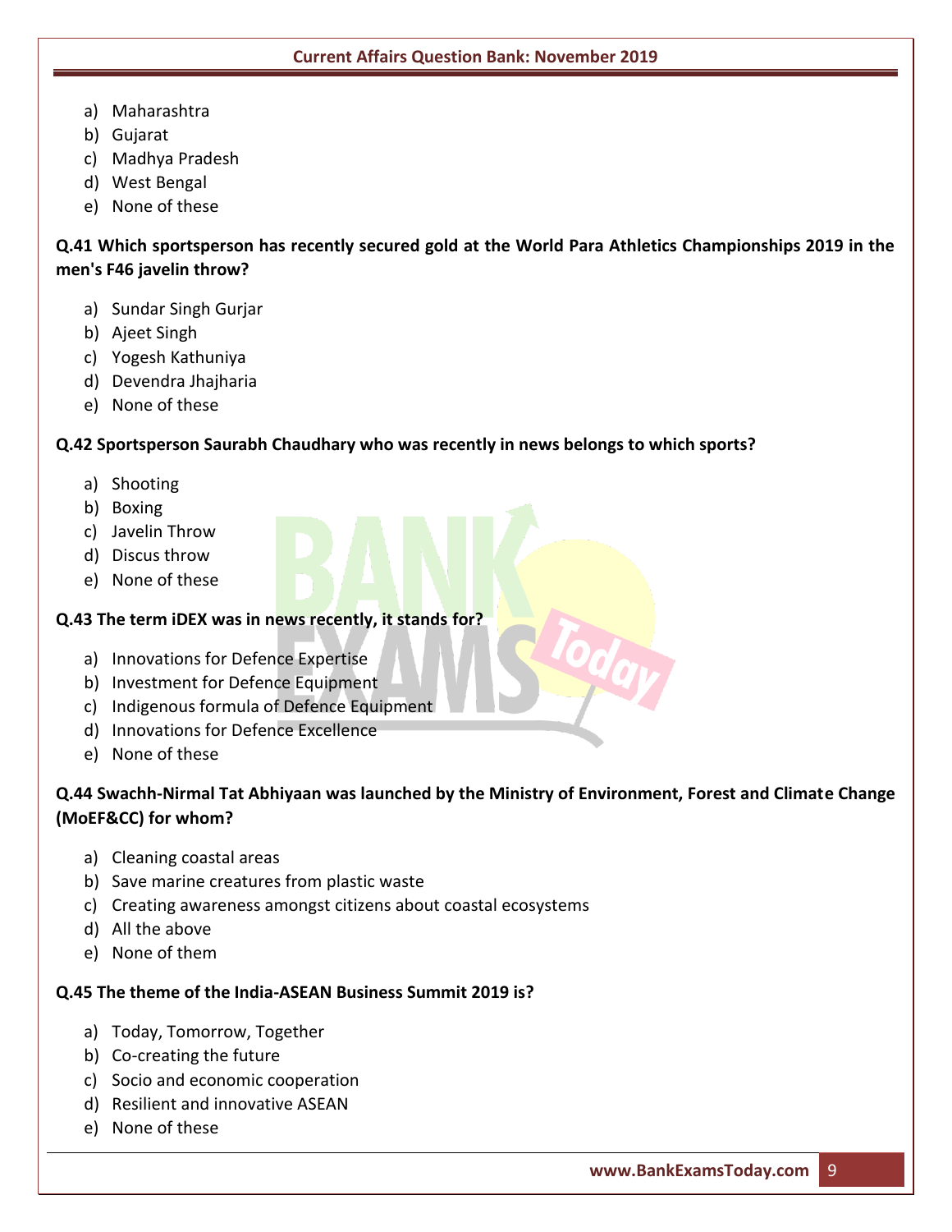a) Maharashtra
b) Gujarat
c) Madhya Pradesh
d) West Bengal
e) None of these

**Q.41 Which sportsperson has recently secured gold at the World Para Athletics Championships 2019 in the men's F46 javelin throw?**

a) Sundar Singh Gurjar
b) Ajeet Singh
c) Yogesh Kathuniya
d) Devendra Jhajharia
e) None of these

**Q.42 Sportsperson Saurabh Chaudhary who was recently in news belongs to which sports?**

a) Shooting
b) Boxing
c) Javelin Throw
d) Discus throw
e) None of these

**Q.43 The term iDEX was in news recently, it stands for?**

a) Innovations for Defence Expertise
b) Investment for Defence Equipment
c) Indigenous formula of Defence Equipment
d) Innovations for Defence Excellence
e) None of these

**Q.44 Swachh-Nirmal Tat Abhiyaan was launched by the Ministry of Environment, Forest and Climate Change (MoEF&CC) for whom?**

a) Cleaning coastal areas
b) Save marine creatures from plastic waste
c) Creating awareness amongst citizens about coastal ecosystems
d) All the above
e) None of them

**Q.45 The theme of the India-ASEAN Business Summit 2019 is?**

a) Today, Tomorrow, Together
b) Co-creating the future
c) Socio and economic cooperation
d) Resilient and innovative ASEAN
e) None of these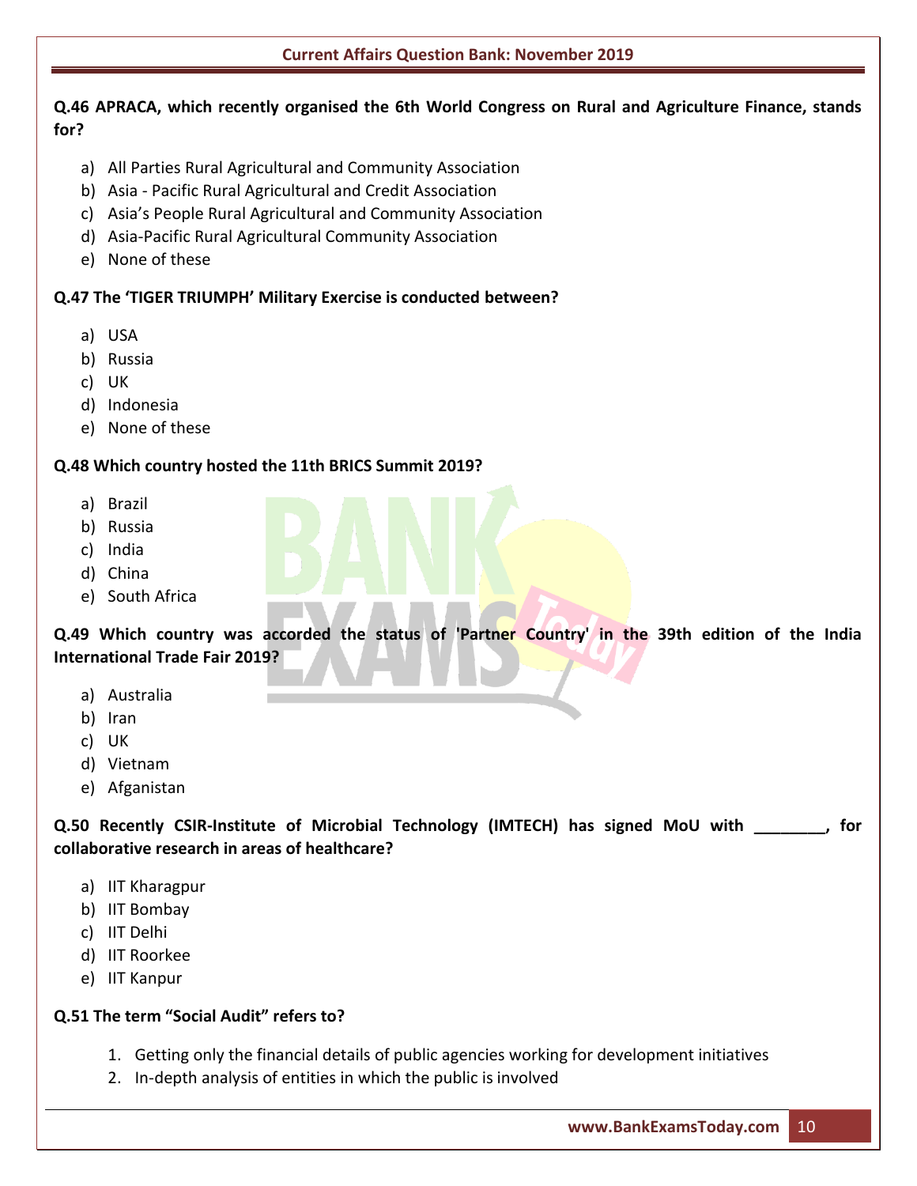**Q.46 APRACA, which recently organised the 6th World Congress on Rural and Agriculture Finance, stands for?**

a) All Parties Rural Agricultural and Community Association
b) Asia - Pacific Rural Agricultural and Credit Association
c) Asia's People Rural Agricultural and Community Association
d) Asia-Pacific Rural Agricultural Community Association
e) None of these

**Q.47 The 'TIGER TRIUMPH' Military Exercise is conducted between?**

a) USA
b) Russia
c) UK
d) Indonesia
e) None of these

**Q.48 Which country hosted the 11th BRICS Summit 2019?**

a) Brazil
b) Russia
c) India
d) China
e) South Africa

**Q.49 Which country was accorded the status of 'Partner Country' in the 39th edition of the India International Trade Fair 2019?**

a) Australia
b) Iran
c) UK
d) Vietnam
e) Afganistan

**Q.50 Recently CSIR-Institute of Microbial Technology (IMTECH) has signed MoU with ________, for collaborative research in areas of healthcare?**

a) IIT Kharagpur
b) IIT Bombay
c) IIT Delhi
d) IIT Roorkee
e) IIT Kanpur

**Q.51 The term "Social Audit" refers to?**

1. Getting only the financial details of public agencies working for development initiatives
2. In-depth analysis of entities in which the public is involved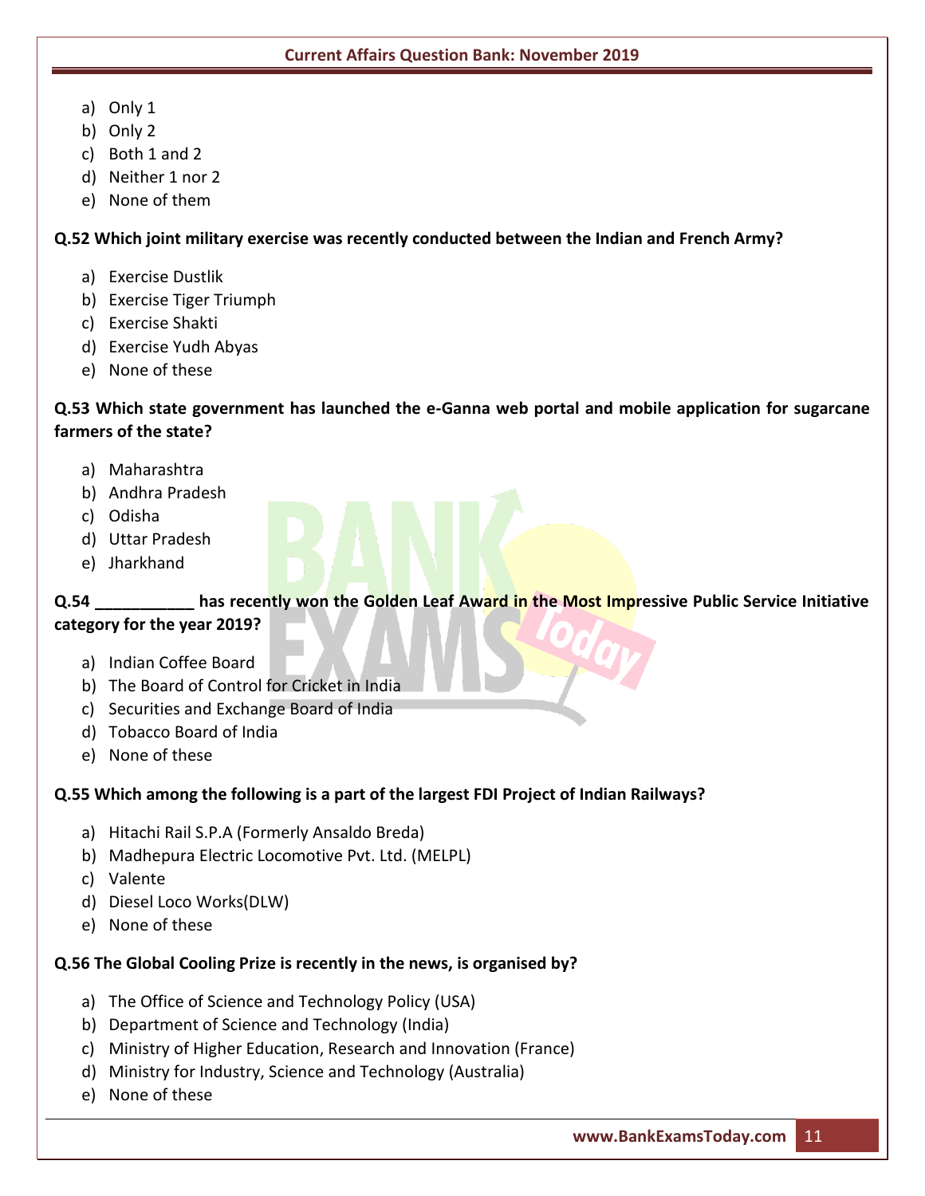a) Only 1
b) Only 2
c) Both 1 and 2
d) Neither 1 nor 2
e) None of them

**Q.52 Which joint military exercise was recently conducted between the Indian and French Army?**

a) Exercise Dustlik
b) Exercise Tiger Triumph
c) Exercise Shakti
d) Exercise Yudh Abyas
e) None of these

**Q.53 Which state government has launched the e-Ganna web portal and mobile application for sugarcane farmers of the state?**

a) Maharashtra
b) Andhra Pradesh
c) Odisha
d) Uttar Pradesh
e) Jharkhand

**Q.54 ___________ has recently won the Golden Leaf Award in the Most Impressive Public Service Initiative category for the year 2019?**

a) Indian Coffee Board
b) The Board of Control for Cricket in India
c) Securities and Exchange Board of India
d) Tobacco Board of India
e) None of these

**Q.55 Which among the following is a part of the largest FDI Project of Indian Railways?**

a) Hitachi Rail S.P.A (Formerly Ansaldo Breda)
b) Madhepura Electric Locomotive Pvt. Ltd. (MELPL)
c) Valente
d) Diesel Loco Works(DLW)
e) None of these

**Q.56 The Global Cooling Prize is recently in the news, is organised by?**

a) The Office of Science and Technology Policy (USA)
b) Department of Science and Technology (India)
c) Ministry of Higher Education, Research and Innovation (France)
d) Ministry for Industry, Science and Technology (Australia)
e) None of these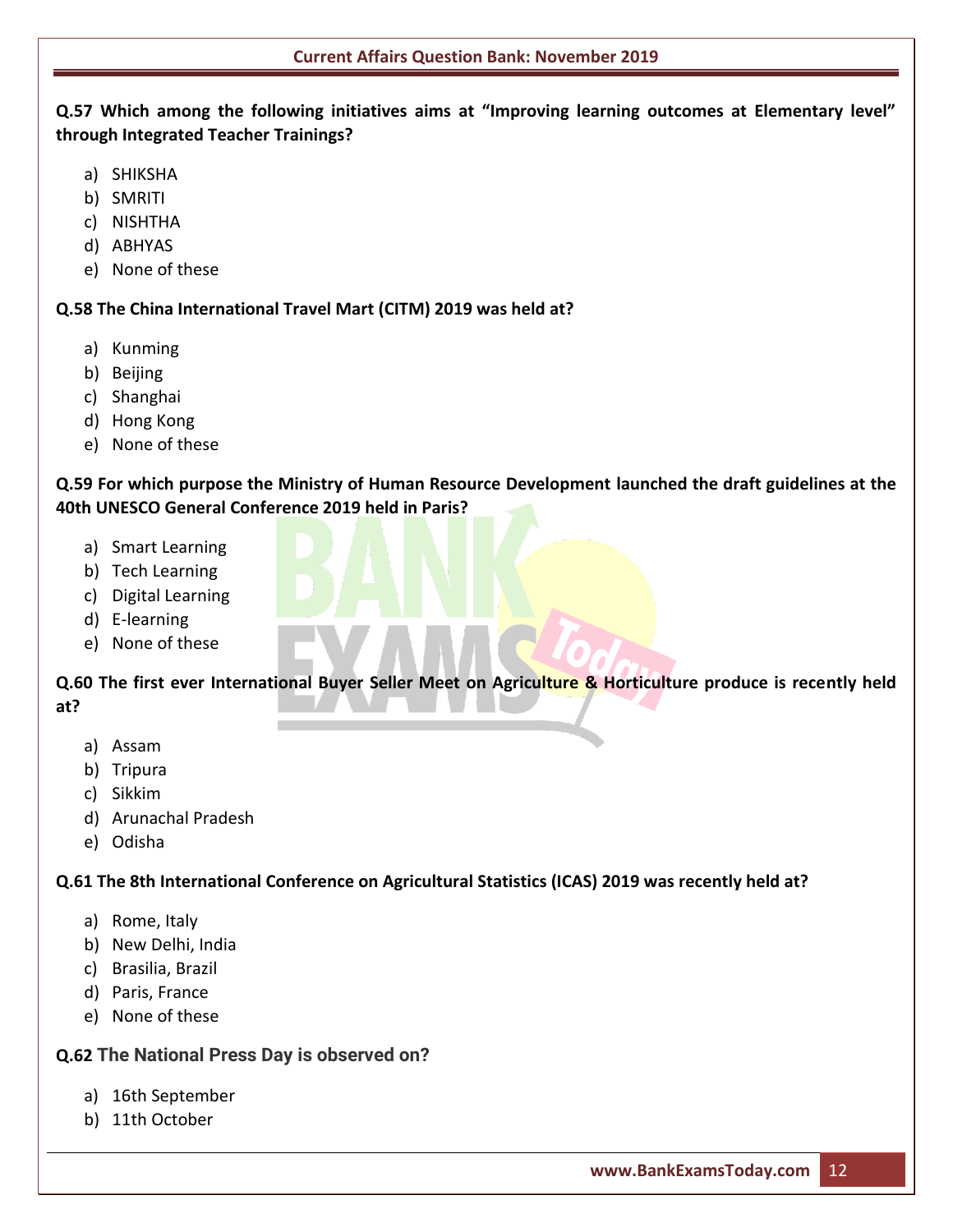**Q.57 Which among the following initiatives aims at "Improving learning outcomes at Elementary level" through Integrated Teacher Trainings?**

a) SHIKSHA
b) SMRITI
c) NISHTHA
d) ABHYAS
e) None of these

**Q.58 The China International Travel Mart (CITM) 2019 was held at?**

a) Kunming
b) Beijing
c) Shanghai
d) Hong Kong
e) None of these

**Q.59 For which purpose the Ministry of Human Resource Development launched the draft guidelines at the 40th UNESCO General Conference 2019 held in Paris?**

a) Smart Learning
b) Tech Learning
c) Digital Learning
d) E-learning
e) None of these

**Q.60 The first ever International Buyer Seller Meet on Agriculture & Horticulture produce is recently held at?**

a) Assam
b) Tripura
c) Sikkim
d) Arunachal Pradesh
e) Odisha

**Q.61 The 8th International Conference on Agricultural Statistics (ICAS) 2019 was recently held at?**

a) Rome, Italy
b) New Delhi, India
c) Brasilia, Brazil
d) Paris, France
e) None of these

**Q.62 The National Press Day is observed on?**

a) 16th September
b) 11th October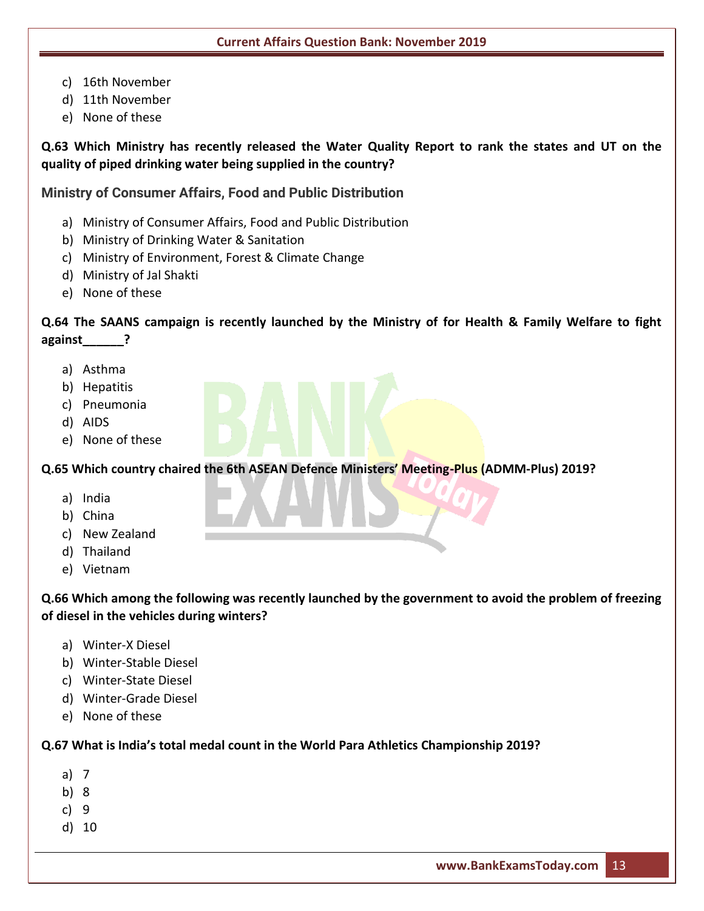c) 16th November
d) 11th November
e) None of these

**Q.63 Which Ministry has recently released the Water Quality Report to rank the states and UT on the quality of piped drinking water being supplied in the country?**

**Ministry of Consumer Affairs, Food and Public Distribution**

a) Ministry of Consumer Affairs, Food and Public Distribution
b) Ministry of Drinking Water & Sanitation
c) Ministry of Environment, Forest & Climate Change
d) Ministry of Jal Shakti
e) None of these

**Q.64 The SAANS campaign is recently launched by the Ministry of for Health & Family Welfare to fight against______?**

a) Asthma
b) Hepatitis
c) Pneumonia
d) AIDS
e) None of these

**Q.65 Which country chaired the 6th ASEAN Defence Ministers' Meeting-Plus (ADMM-Plus) 2019?**

a) India
b) China
c) New Zealand
d) Thailand
e) Vietnam

**Q.66 Which among the following was recently launched by the government to avoid the problem of freezing of diesel in the vehicles during winters?**

a) Winter-X Diesel
b) Winter-Stable Diesel
c) Winter-State Diesel
d) Winter-Grade Diesel
e) None of these

**Q.67 What is India's total medal count in the World Para Athletics Championship 2019?**

a) 7
b) 8
c) 9
d) 10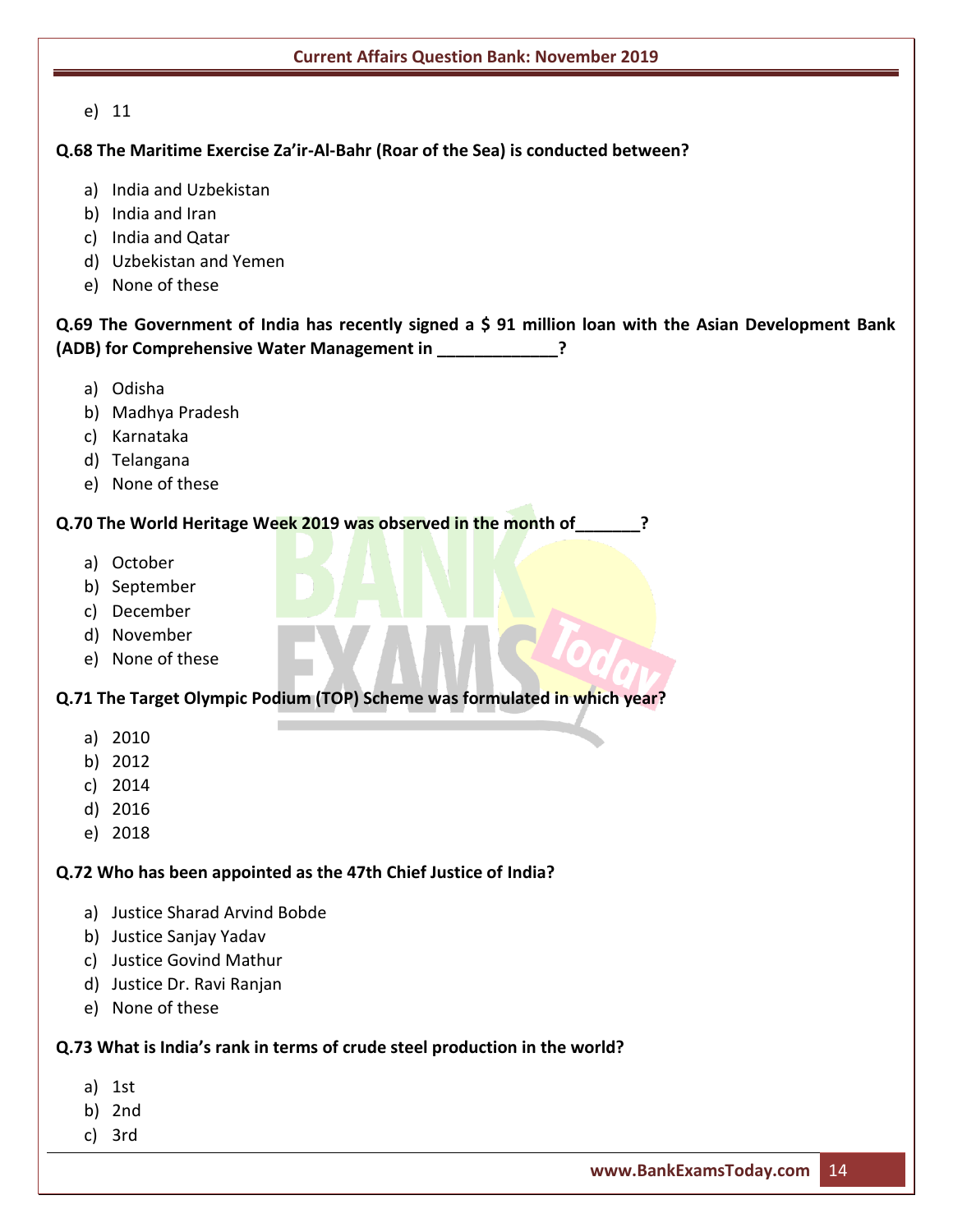e) 11

**Q.68 The Maritime Exercise Za'ir-Al-Bahr (Roar of the Sea) is conducted between?**

a) India and Uzbekistan
b) India and Iran
c) India and Qatar
d) Uzbekistan and Yemen
e) None of these

**Q.69 The Government of India has recently signed a $ 91 million loan with the Asian Development Bank (ADB) for Comprehensive Water Management in _____________?**

a) Odisha
b) Madhya Pradesh
c) Karnataka
d) Telangana
e) None of these

**Q.70 The World Heritage Week 2019 was observed in the month of_______?**

a) October
b) September
c) December
d) November
e) None of these

**Q.71 The Target Olympic Podium (TOP) Scheme was formulated in which year?**

a) 2010
b) 2012
c) 2014
d) 2016
e) 2018

**Q.72 Who has been appointed as the 47th Chief Justice of India?**

a) Justice Sharad Arvind Bobde
b) Justice Sanjay Yadav
c) Justice Govind Mathur
d) Justice Dr. Ravi Ranjan
e) None of these

**Q.73 What is India's rank in terms of crude steel production in the world?**

a) 1st
b) 2nd
c) 3rd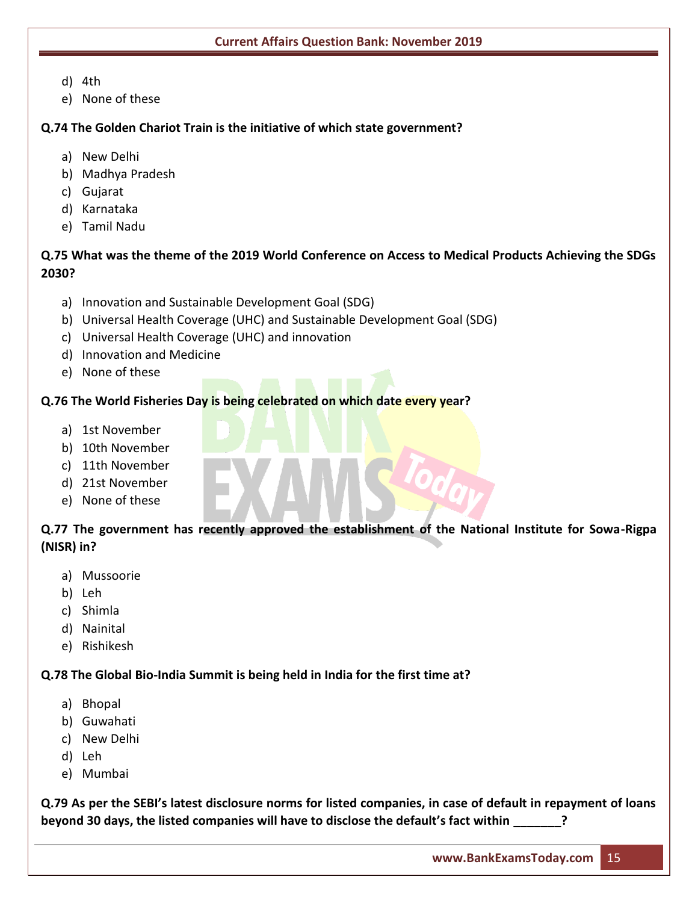d) 4th
e) None of these

**Q.74 The Golden Chariot Train is the initiative of which state government?**

a) New Delhi
b) Madhya Pradesh
c) Gujarat
d) Karnataka
e) Tamil Nadu

**Q.75 What was the theme of the 2019 World Conference on Access to Medical Products Achieving the SDGs 2030?**

a) Innovation and Sustainable Development Goal (SDG)
b) Universal Health Coverage (UHC) and Sustainable Development Goal (SDG)
c) Universal Health Coverage (UHC) and innovation
d) Innovation and Medicine
e) None of these

**Q.76 The World Fisheries Day is being celebrated on which date every year?**

a) 1st November
b) 10th November
c) 11th November
d) 21st November
e) None of these

**Q.77 The government has recently approved the establishment of the National Institute for Sowa-Rigpa (NISR) in?**

a) Mussoorie
b) Leh
c) Shimla
d) Nainital
e) Rishikesh

**Q.78 The Global Bio-India Summit is being held in India for the first time at?**

a) Bhopal
b) Guwahati
c) New Delhi
d) Leh
e) Mumbai

**Q.79 As per the SEBI's latest disclosure norms for listed companies, in case of default in repayment of loans beyond 30 days, the listed companies will have to disclose the default's fact within _______?**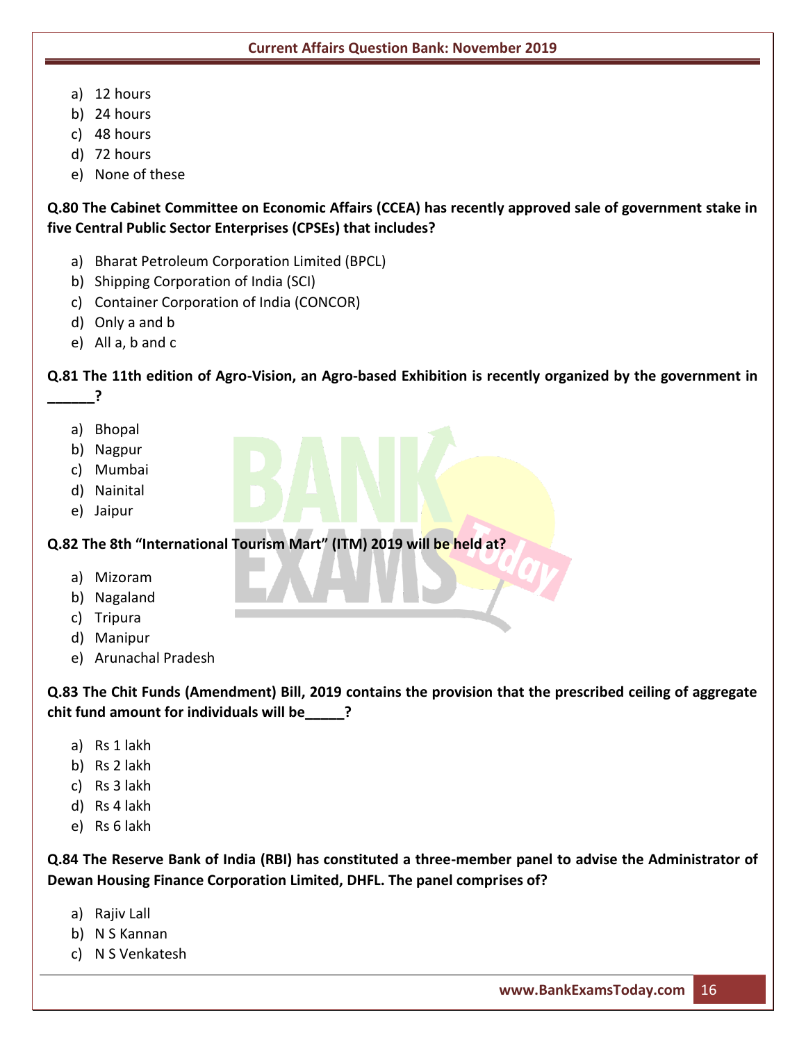a) 12 hours
b) 24 hours
c) 48 hours
d) 72 hours
e) None of these

**Q.80 The Cabinet Committee on Economic Affairs (CCEA) has recently approved sale of government stake in five Central Public Sector Enterprises (CPSEs) that includes?**

a) Bharat Petroleum Corporation Limited (BPCL)
b) Shipping Corporation of India (SCI)
c) Container Corporation of India (CONCOR)
d) Only a and b
e) All a, b and c

**Q.81 The 11th edition of Agro-Vision, an Agro-based Exhibition is recently organized by the government in ______?**

a) Bhopal
b) Nagpur
c) Mumbai
d) Nainital
e) Jaipur

**Q.82 The 8th "International Tourism Mart" (ITM) 2019 will be held at?**

a) Mizoram
b) Nagaland
c) Tripura
d) Manipur
e) Arunachal Pradesh

**Q.83 The Chit Funds (Amendment) Bill, 2019 contains the provision that the prescribed ceiling of aggregate chit fund amount for individuals will be_____?**

a) Rs 1 lakh
b) Rs 2 lakh
c) Rs 3 lakh
d) Rs 4 lakh
e) Rs 6 lakh

**Q.84 The Reserve Bank of India (RBI) has constituted a three-member panel to advise the Administrator of Dewan Housing Finance Corporation Limited, DHFL. The panel comprises of?**

a) Rajiv Lall
b) N S Kannan
c) N S Venkatesh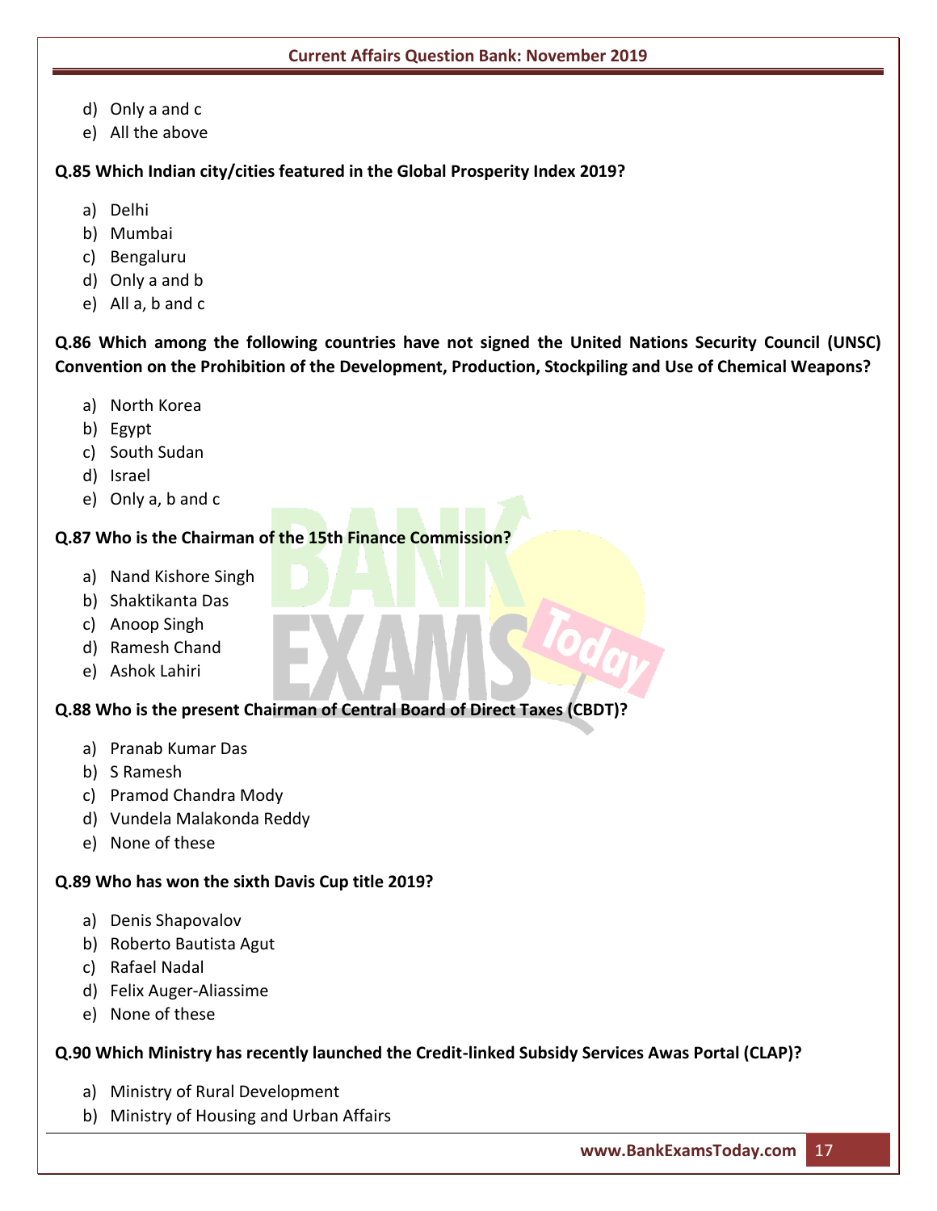d) Only a and c
e) All the above

**Q.85 Which Indian city/cities featured in the Global Prosperity Index 2019?**

a) Delhi
b) Mumbai
c) Bengaluru
d) Only a and b
e) All a, b and c

**Q.86 Which among the following countries have not signed the United Nations Security Council (UNSC) Convention on the Prohibition of the Development, Production, Stockpiling and Use of Chemical Weapons?**

a) North Korea
b) Egypt
c) South Sudan
d) Israel
e) Only a, b and c

**Q.87 Who is the Chairman of the 15th Finance Commission?**

a) Nand Kishore Singh
b) Shaktikanta Das
c) Anoop Singh
d) Ramesh Chand
e) Ashok Lahiri

**Q.88 Who is the present Chairman of Central Board of Direct Taxes (CBDT)?**

a) Pranab Kumar Das
b) S Ramesh
c) Pramod Chandra Mody
d) Vundela Malakonda Reddy
e) None of these

**Q.89 Who has won the sixth Davis Cup title 2019?**

a) Denis Shapovalov
b) Roberto Bautista Agut
c) Rafael Nadal
d) Felix Auger-Aliassime
e) None of these

**Q.90 Which Ministry has recently launched the Credit-linked Subsidy Services Awas Portal (CLAP)?**

a) Ministry of Rural Development
b) Ministry of Housing and Urban Affairs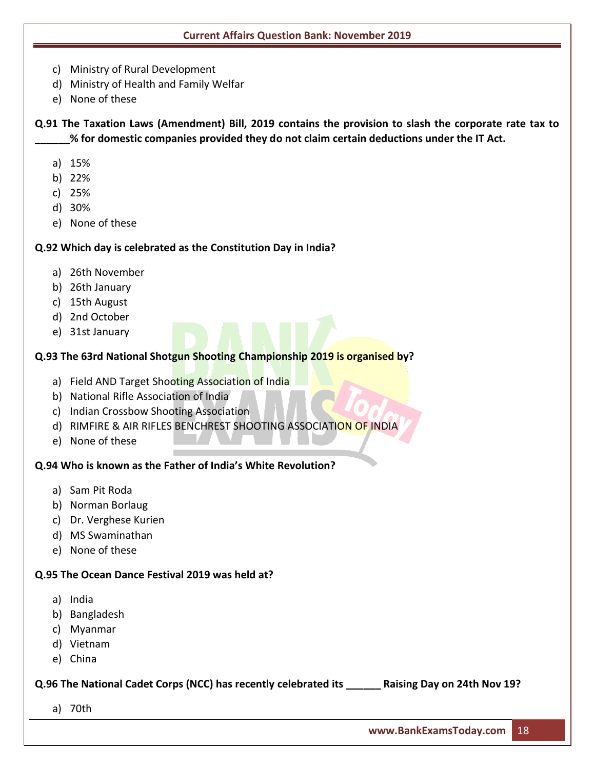c) Ministry of Rural Development
d) Ministry of Health and Family Welfar
e) None of these

**Q.91 The Taxation Laws (Amendment) Bill, 2019 contains the provision to slash the corporate rate tax to ______% for domestic companies provided they do not claim certain deductions under the IT Act.**

a) 15%
b) 22%
c) 25%
d) 30%
e) None of these

**Q.92 Which day is celebrated as the Constitution Day in India?**

a) 26th November
b) 26th January
c) 15th August
d) 2nd October
e) 31st January

**Q.93 The 63rd National Shotgun Shooting Championship 2019 is organised by?**

a) Field AND Target Shooting Association of India
b) National Rifle Association of India
c) Indian Crossbow Shooting Association
d) RIMFIRE & AIR RIFLES BENCHREST SHOOTING ASSOCIATION OF INDIA
e) None of these

**Q.94 Who is known as the Father of India's White Revolution?**

a) Sam Pit Roda
b) Norman Borlaug
c) Dr. Verghese Kurien
d) MS Swaminathan
e) None of these

**Q.95 The Ocean Dance Festival 2019 was held at?**

a) India
b) Bangladesh
c) Myanmar
d) Vietnam
e) China

**Q.96 The National Cadet Corps (NCC) has recently celebrated its ______ Raising Day on 24th Nov 19?**

a) 70th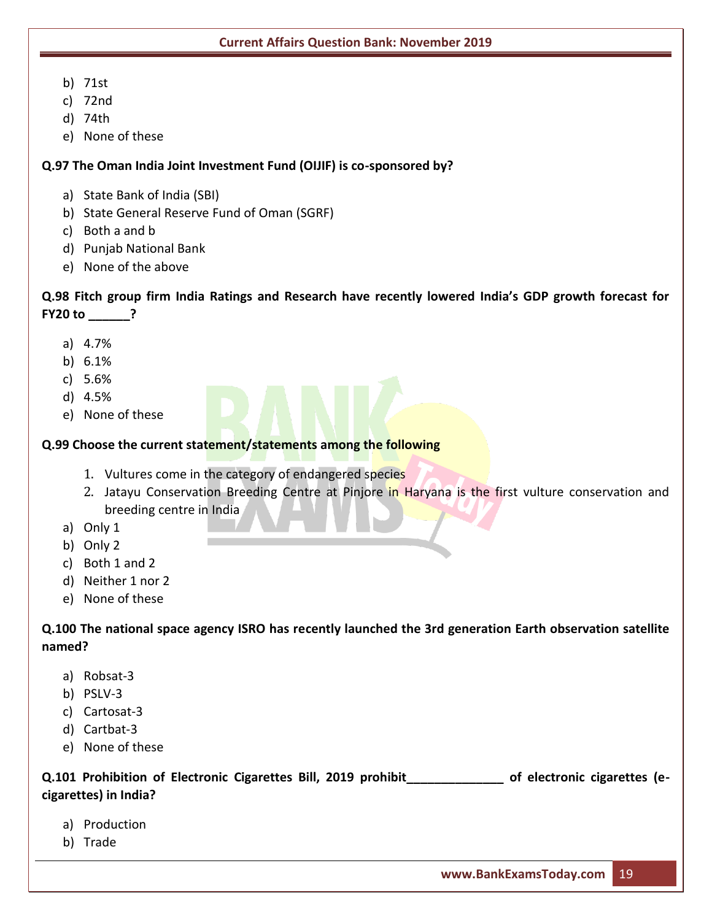b) 71st
c) 72nd
d) 74th
e) None of these

**Q.97 The Oman India Joint Investment Fund (OIJIF) is co-sponsored by?**

a) State Bank of India (SBI)
b) State General Reserve Fund of Oman (SGRF)
c) Both a and b
d) Punjab National Bank
e) None of the above

**Q.98 Fitch group firm India Ratings and Research have recently lowered India's GDP growth forecast for FY20 to ______?**

a) 4.7%
b) 6.1%
c) 5.6%
d) 4.5%
e) None of these

**Q.99 Choose the current statement/statements among the following**

1. Vultures come in the category of endangered species
2. Jatayu Conservation Breeding Centre at Pinjore in Haryana is the first vulture conservation and breeding centre in India

a) Only 1
b) Only 2
c) Both 1 and 2
d) Neither 1 nor 2
e) None of these

**Q.100 The national space agency ISRO has recently launched the 3rd generation Earth observation satellite named?**

a) Robsat-3
b) PSLV-3
c) Cartosat-3
d) Cartbat-3
e) None of these

**Q.101 Prohibition of Electronic Cigarettes Bill, 2019 prohibit______________ of electronic cigarettes (e-cigarettes) in India?**

a) Production
b) Trade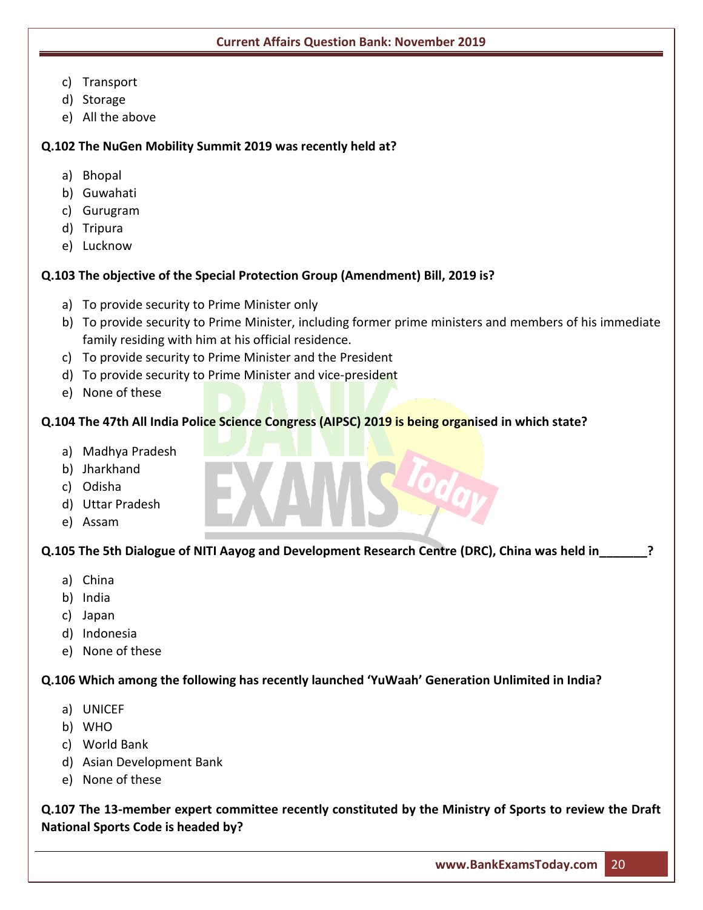c) Transport
d) Storage
e) All the above

**Q.102 The NuGen Mobility Summit 2019 was recently held at?**

a) Bhopal
b) Guwahati
c) Gurugram
d) Tripura
e) Lucknow

**Q.103 The objective of the Special Protection Group (Amendment) Bill, 2019 is?**

a) To provide security to Prime Minister only
b) To provide security to Prime Minister, including former prime ministers and members of his immediate family residing with him at his official residence.
c) To provide security to Prime Minister and the President
d) To provide security to Prime Minister and vice-president
e) None of these

**Q.104 The 47th All India Police Science Congress (AIPSC) 2019 is being organised in which state?**

a) Madhya Pradesh
b) Jharkhand
c) Odisha
d) Uttar Pradesh
e) Assam

**Q.105 The 5th Dialogue of NITI Aayog and Development Research Centre (DRC), China was held in_______?**

a) China
b) India
c) Japan
d) Indonesia
e) None of these

**Q.106 Which among the following has recently launched 'YuWaah' Generation Unlimited in India?**

a) UNICEF
b) WHO
c) World Bank
d) Asian Development Bank
e) None of these

**Q.107 The 13-member expert committee recently constituted by the Ministry of Sports to review the Draft National Sports Code is headed by?**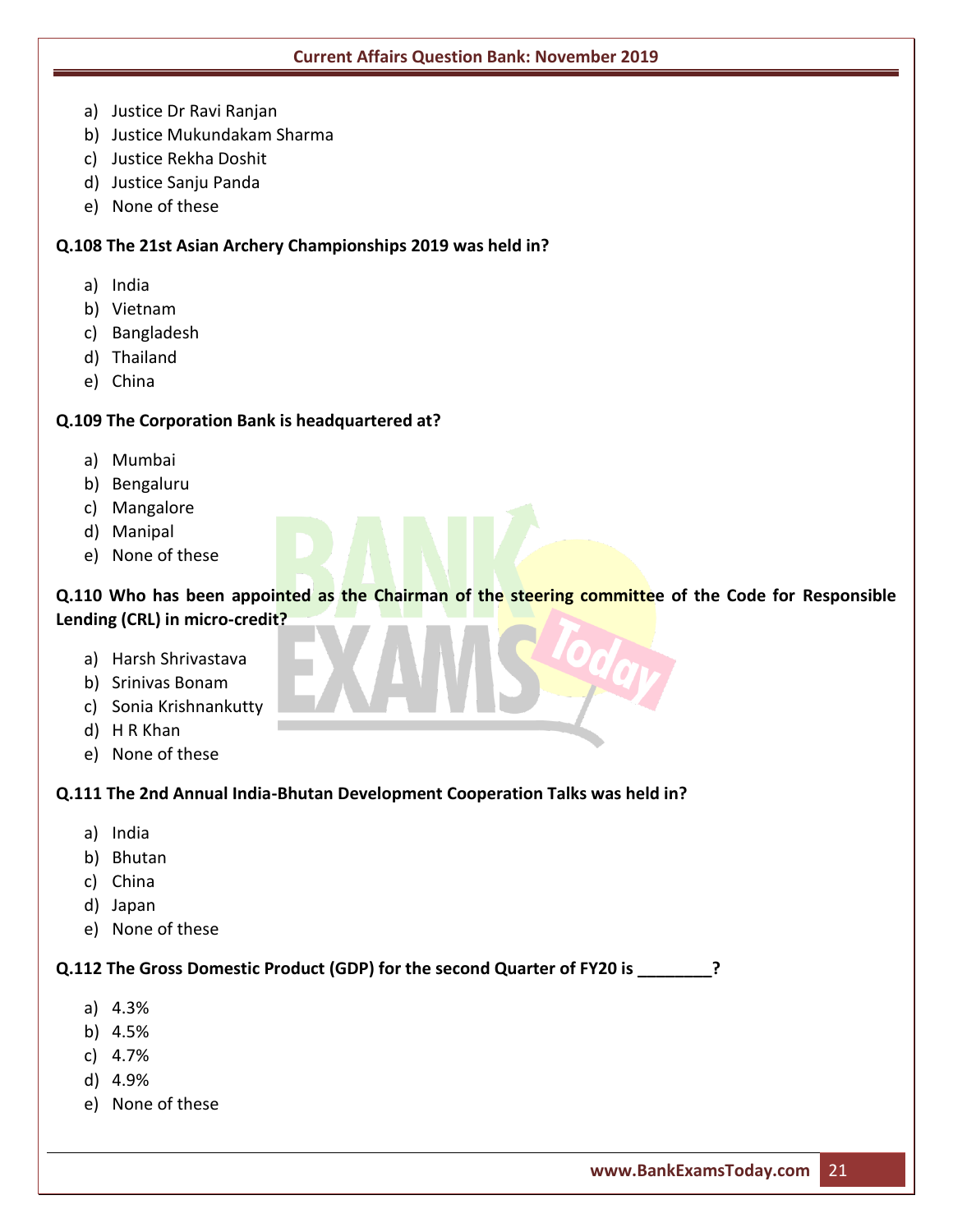a) Justice Dr Ravi Ranjan
b) Justice Mukundakam Sharma
c) Justice Rekha Doshit
d) Justice Sanju Panda
e) None of these

**Q.108 The 21st Asian Archery Championships 2019 was held in?**

a) India
b) Vietnam
c) Bangladesh
d) Thailand
e) China

**Q.109 The Corporation Bank is headquartered at?**

a) Mumbai
b) Bengaluru
c) Mangalore
d) Manipal
e) None of these

**Q.110 Who has been appointed as the Chairman of the steering committee of the Code for Responsible Lending (CRL) in micro-credit?**

a) Harsh Shrivastava
b) Srinivas Bonam
c) Sonia Krishnankutty
d) H R Khan
e) None of these

**Q.111 The 2nd Annual India-Bhutan Development Cooperation Talks was held in?**

a) India
b) Bhutan
c) China
d) Japan
e) None of these

**Q.112 The Gross Domestic Product (GDP) for the second Quarter of FY20 is ________?**

a) 4.3%
b) 4.5%
c) 4.7%
d) 4.9%
e) None of these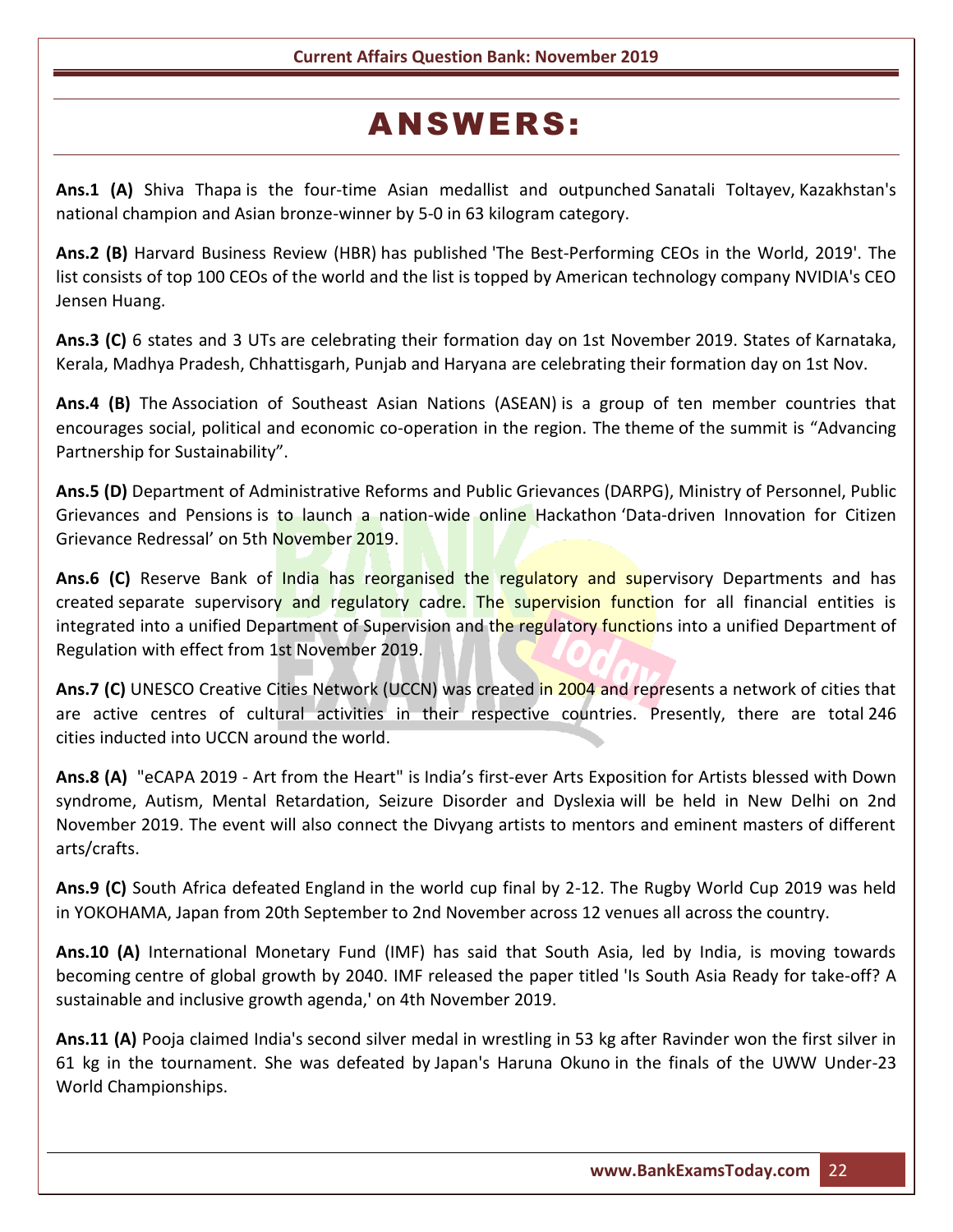# ANSWERS:

**Ans.1 (A)** Shiva Thapa is the four-time Asian medallist and outpunched Sanatali Toltayev, Kazakhstan's national champion and Asian bronze-winner by 5-0 in 63 kilogram category.

**Ans.2 (B)** Harvard Business Review (HBR) has published 'The Best-Performing CEOs in the World, 2019'. The list consists of top 100 CEOs of the world and the list is topped by American technology company NVIDIA's CEO Jensen Huang.

**Ans.3 (C)** 6 states and 3 UTs are celebrating their formation day on 1st November 2019. States of Karnataka, Kerala, Madhya Pradesh, Chhattisgarh, Punjab and Haryana are celebrating their formation day on 1st Nov.

**Ans.4 (B)** The Association of Southeast Asian Nations (ASEAN) is a group of ten member countries that encourages social, political and economic co-operation in the region. The theme of the summit is "Advancing Partnership for Sustainability".

**Ans.5 (D)** Department of Administrative Reforms and Public Grievances (DARPG), Ministry of Personnel, Public Grievances and Pensions is to launch a nation-wide online Hackathon 'Data-driven Innovation for Citizen Grievance Redressal' on 5th November 2019.

**Ans.6 (C)** Reserve Bank of India has reorganised the regulatory and supervisory Departments and has created separate supervisory and regulatory cadre. The supervision function for all financial entities is integrated into a unified Department of Supervision and the regulatory functions into a unified Department of Regulation with effect from 1st November 2019.

**Ans.7 (C)** UNESCO Creative Cities Network (UCCN) was created in 2004 and represents a network of cities that are active centres of cultural activities in their respective countries. Presently, there are total 246 cities inducted into UCCN around the world.

**Ans.8 (A)** "eCAPA 2019 - Art from the Heart" is India's first-ever Arts Exposition for Artists blessed with Down syndrome, Autism, Mental Retardation, Seizure Disorder and Dyslexia will be held in New Delhi on 2nd November 2019. The event will also connect the Divyang artists to mentors and eminent masters of different arts/crafts.

**Ans.9 (C)** South Africa defeated England in the world cup final by 2-12. The Rugby World Cup 2019 was held in YOKOHAMA, Japan from 20th September to 2nd November across 12 venues all across the country.

**Ans.10 (A)** International Monetary Fund (IMF) has said that South Asia, led by India, is moving towards becoming centre of global growth by 2040. IMF released the paper titled 'Is South Asia Ready for take-off? A sustainable and inclusive growth agenda,' on 4th November 2019.

**Ans.11 (A)** Pooja claimed India's second silver medal in wrestling in 53 kg after Ravinder won the first silver in 61 kg in the tournament. She was defeated by Japan's Haruna Okuno in the finals of the UWW Under-23 World Championships.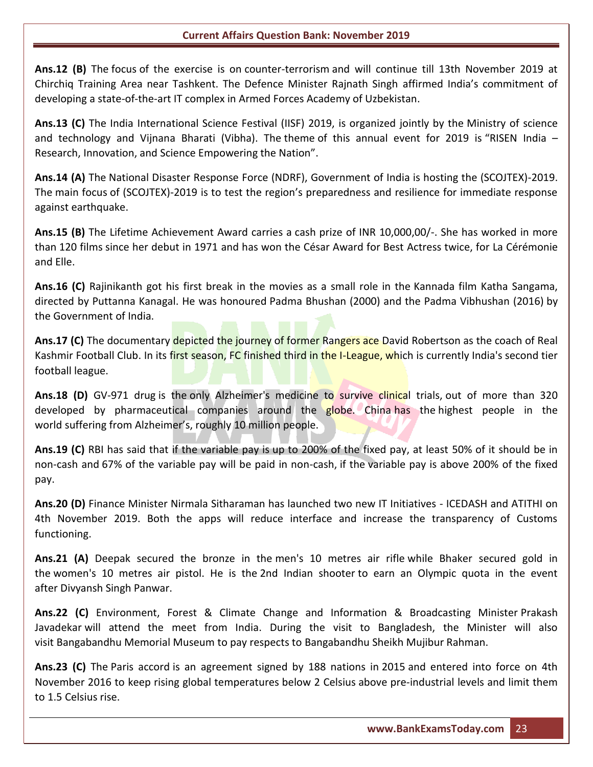**Ans.12 (B)** The focus of the exercise is on counter-terrorism and will continue till 13th November 2019 at Chirchiq Training Area near Tashkent. The Defence Minister Rajnath Singh affirmed India's commitment of developing a state-of-the-art IT complex in Armed Forces Academy of Uzbekistan.

**Ans.13 (C)** The India International Science Festival (IISF) 2019, is organized jointly by the Ministry of science and technology and Vijnana Bharati (Vibha). The theme of this annual event for 2019 is "RISEN India – Research, Innovation, and Science Empowering the Nation".

**Ans.14 (A)** The National Disaster Response Force (NDRF), Government of India is hosting the (SCOJTEX)-2019. The main focus of (SCOJTEX)-2019 is to test the region's preparedness and resilience for immediate response against earthquake.

**Ans.15 (B)** The Lifetime Achievement Award carries a cash prize of INR 10,000,00/-. She has worked in more than 120 films since her debut in 1971 and has won the César Award for Best Actress twice, for La Cérémonie and Elle.

**Ans.16 (C)** Rajinikanth got his first break in the movies as a small role in the Kannada film Katha Sangama, directed by Puttanna Kanagal. He was honoured Padma Bhushan (2000) and the Padma Vibhushan (2016) by the Government of India.

**Ans.17 (C)** The documentary depicted the journey of former Rangers ace David Robertson as the coach of Real Kashmir Football Club. In its first season, FC finished third in the I-League, which is currently India's second tier football league.

**Ans.18 (D)** GV-971 drug is the only Alzheimer's medicine to survive clinical trials, out of more than 320 developed by pharmaceutical companies around the globe. China has the highest people in the world suffering from Alzheimer's, roughly 10 million people.

**Ans.19 (C)** RBI has said that if the variable pay is up to 200% of the fixed pay, at least 50% of it should be in non-cash and 67% of the variable pay will be paid in non-cash, if the variable pay is above 200% of the fixed pay.

**Ans.20 (D)** Finance Minister Nirmala Sitharaman has launched two new IT Initiatives - ICEDASH and ATITHI on 4th November 2019. Both the apps will reduce interface and increase the transparency of Customs functioning.

**Ans.21 (A)** Deepak secured the bronze in the men's 10 metres air rifle while Bhaker secured gold in the women's 10 metres air pistol. He is the 2nd Indian shooter to earn an Olympic quota in the event after Divyansh Singh Panwar.

**Ans.22 (C)** Environment, Forest & Climate Change and Information & Broadcasting Minister Prakash Javadekar will attend the meet from India. During the visit to Bangladesh, the Minister will also visit Bangabandhu Memorial Museum to pay respects to Bangabandhu Sheikh Mujibur Rahman.

**Ans.23 (C)** The Paris accord is an agreement signed by 188 nations in 2015 and entered into force on 4th November 2016 to keep rising global temperatures below 2 Celsius above pre-industrial levels and limit them to 1.5 Celsius rise.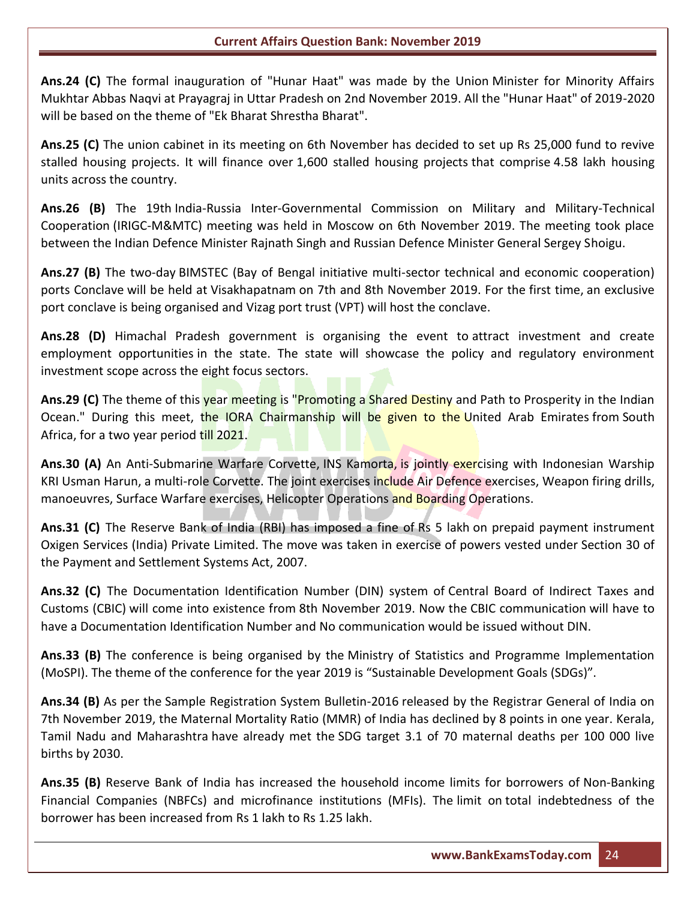**Ans.24 (C)** The formal inauguration of "Hunar Haat" was made by the Union Minister for Minority Affairs Mukhtar Abbas Naqvi at Prayagraj in Uttar Pradesh on 2nd November 2019. All the "Hunar Haat" of 2019-2020 will be based on the theme of "Ek Bharat Shrestha Bharat".

**Ans.25 (C)** The union cabinet in its meeting on 6th November has decided to set up Rs 25,000 fund to revive stalled housing projects. It will finance over 1,600 stalled housing projects that comprise 4.58 lakh housing units across the country.

**Ans.26 (B)** The 19th India-Russia Inter-Governmental Commission on Military and Military-Technical Cooperation (IRIGC-M&MTC) meeting was held in Moscow on 6th November 2019. The meeting took place between the Indian Defence Minister Rajnath Singh and Russian Defence Minister General Sergey Shoigu.

**Ans.27 (B)** The two-day BIMSTEC (Bay of Bengal initiative multi-sector technical and economic cooperation) ports Conclave will be held at Visakhapatnam on 7th and 8th November 2019. For the first time, an exclusive port conclave is being organised and Vizag port trust (VPT) will host the conclave.

**Ans.28 (D)** Himachal Pradesh government is organising the event to attract investment and create employment opportunities in the state. The state will showcase the policy and regulatory environment investment scope across the eight focus sectors.

**Ans.29 (C)** The theme of this year meeting is "Promoting a Shared Destiny and Path to Prosperity in the Indian Ocean." During this meet, the IORA Chairmanship will be given to the United Arab Emirates from South Africa, for a two year period till 2021.

**Ans.30 (A)** An Anti-Submarine Warfare Corvette, INS Kamorta, is jointly exercising with Indonesian Warship KRI Usman Harun, a multi-role Corvette. The joint exercises include Air Defence exercises, Weapon firing drills, manoeuvres, Surface Warfare exercises, Helicopter Operations and Boarding Operations.

**Ans.31 (C)** The Reserve Bank of India (RBI) has imposed a fine of Rs 5 lakh on prepaid payment instrument Oxigen Services (India) Private Limited. The move was taken in exercise of powers vested under Section 30 of the Payment and Settlement Systems Act, 2007.

**Ans.32 (C)** The Documentation Identification Number (DIN) system of Central Board of Indirect Taxes and Customs (CBIC) will come into existence from 8th November 2019. Now the CBIC communication will have to have a Documentation Identification Number and No communication would be issued without DIN.

**Ans.33 (B)** The conference is being organised by the Ministry of Statistics and Programme Implementation (MoSPI). The theme of the conference for the year 2019 is "Sustainable Development Goals (SDGs)".

**Ans.34 (B)** As per the Sample Registration System Bulletin-2016 released by the Registrar General of India on 7th November 2019, the Maternal Mortality Ratio (MMR) of India has declined by 8 points in one year. Kerala, Tamil Nadu and Maharashtra have already met the SDG target 3.1 of 70 maternal deaths per 100 000 live births by 2030.

**Ans.35 (B)** Reserve Bank of India has increased the household income limits for borrowers of Non-Banking Financial Companies (NBFCs) and microfinance institutions (MFIs). The limit on total indebtedness of the borrower has been increased from Rs 1 lakh to Rs 1.25 lakh.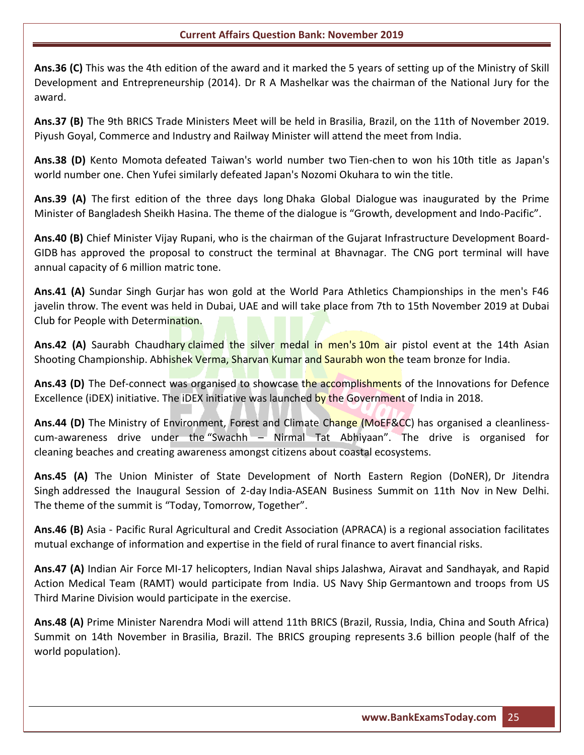**Ans.36 (C)** This was the 4th edition of the award and it marked the 5 years of setting up of the Ministry of Skill Development and Entrepreneurship (2014). Dr R A Mashelkar was the chairman of the National Jury for the award.

**Ans.37 (B)** The 9th BRICS Trade Ministers Meet will be held in Brasilia, Brazil, on the 11th of November 2019. Piyush Goyal, Commerce and Industry and Railway Minister will attend the meet from India.

**Ans.38 (D)** Kento Momota defeated Taiwan's world number two Tien-chen to won his 10th title as Japan's world number one. Chen Yufei similarly defeated Japan's Nozomi Okuhara to win the title.

**Ans.39 (A)** The first edition of the three days long Dhaka Global Dialogue was inaugurated by the Prime Minister of Bangladesh Sheikh Hasina. The theme of the dialogue is "Growth, development and Indo-Pacific".

**Ans.40 (B)** Chief Minister Vijay Rupani, who is the chairman of the Gujarat Infrastructure Development Board-GIDB has approved the proposal to construct the terminal at Bhavnagar. The CNG port terminal will have annual capacity of 6 million matric tone.

**Ans.41 (A)** Sundar Singh Gurjar has won gold at the World Para Athletics Championships in the men's F46 javelin throw. The event was held in Dubai, UAE and will take place from 7th to 15th November 2019 at Dubai Club for People with Determination.

**Ans.42 (A)** Saurabh Chaudhary claimed the silver medal in men's 10m air pistol event at the 14th Asian Shooting Championship. Abhishek Verma, Sharvan Kumar and Saurabh won the team bronze for India.

**Ans.43 (D)** The Def-connect was organised to showcase the accomplishments of the Innovations for Defence Excellence (iDEX) initiative. The iDEX initiative was launched by the Government of India in 2018.

**Ans.44 (D)** The Ministry of Environment, Forest and Climate Change (MoEF&CC) has organised a cleanliness-cum-awareness drive under the "Swachh – Nirmal Tat Abhiyaan". The drive is organised for cleaning beaches and creating awareness amongst citizens about coastal ecosystems.

**Ans.45 (A)** The Union Minister of State Development of North Eastern Region (DoNER), Dr Jitendra Singh addressed the Inaugural Session of 2-day India-ASEAN Business Summit on 11th Nov in New Delhi. The theme of the summit is "Today, Tomorrow, Together".

**Ans.46 (B)** Asia - Pacific Rural Agricultural and Credit Association (APRACA) is a regional association facilitates mutual exchange of information and expertise in the field of rural finance to avert financial risks.

**Ans.47 (A)** Indian Air Force MI-17 helicopters, Indian Naval ships Jalashwa, Airavat and Sandhayak, and Rapid Action Medical Team (RAMT) would participate from India. US Navy Ship Germantown and troops from US Third Marine Division would participate in the exercise.

**Ans.48 (A)** Prime Minister Narendra Modi will attend 11th BRICS (Brazil, Russia, India, China and South Africa) Summit on 14th November in Brasilia, Brazil. The BRICS grouping represents 3.6 billion people (half of the world population).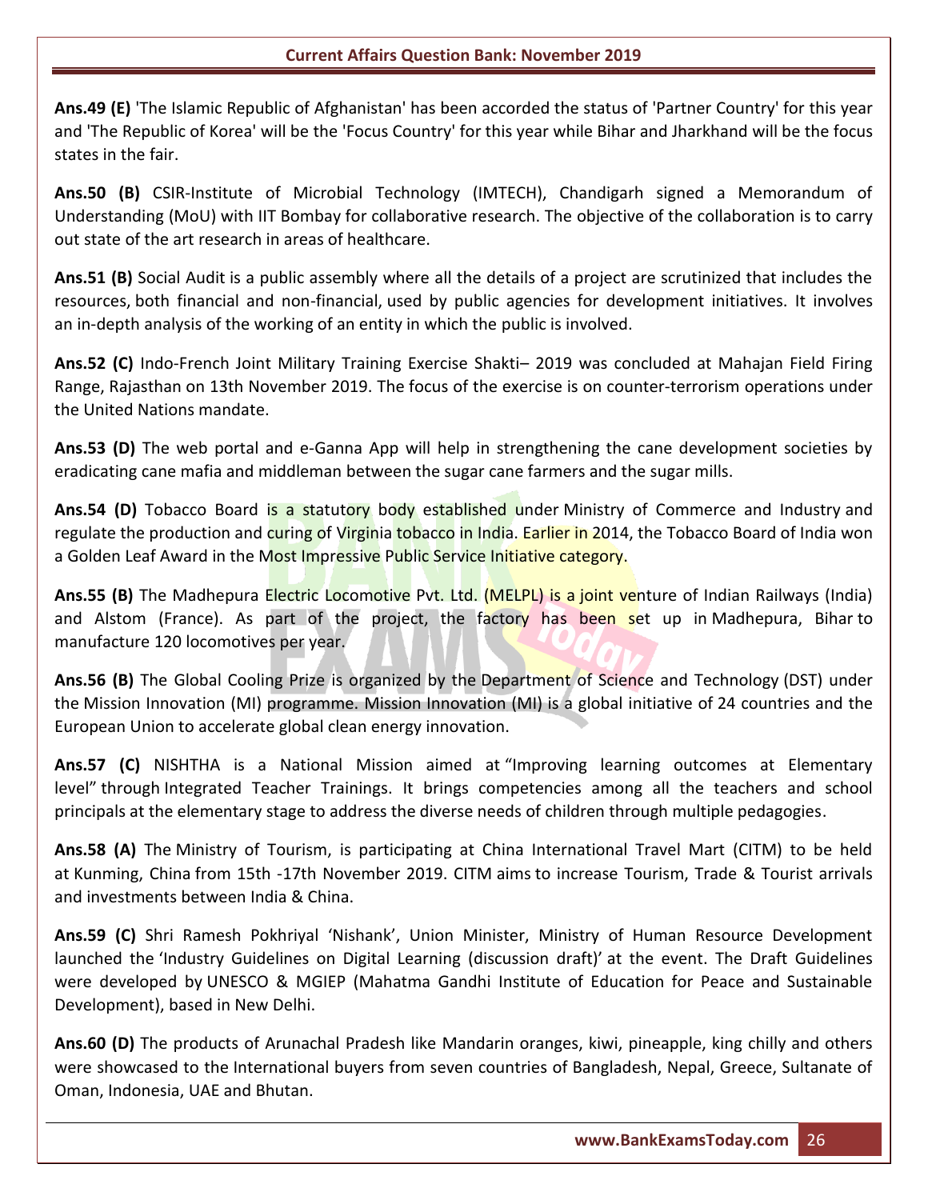**Ans.49 (E)** 'The Islamic Republic of Afghanistan' has been accorded the status of 'Partner Country' for this year and 'The Republic of Korea' will be the 'Focus Country' for this year while Bihar and Jharkhand will be the focus states in the fair.

**Ans.50 (B)** CSIR-Institute of Microbial Technology (IMTECH), Chandigarh signed a Memorandum of Understanding (MoU) with IIT Bombay for collaborative research. The objective of the collaboration is to carry out state of the art research in areas of healthcare.

**Ans.51 (B)** Social Audit is a public assembly where all the details of a project are scrutinized that includes the resources, both financial and non-financial, used by public agencies for development initiatives. It involves an in-depth analysis of the working of an entity in which the public is involved.

**Ans.52 (C)** Indo-French Joint Military Training Exercise Shakti– 2019 was concluded at Mahajan Field Firing Range, Rajasthan on 13th November 2019. The focus of the exercise is on counter-terrorism operations under the United Nations mandate.

**Ans.53 (D)** The web portal and e-Ganna App will help in strengthening the cane development societies by eradicating cane mafia and middleman between the sugar cane farmers and the sugar mills.

**Ans.54 (D)** Tobacco Board is a statutory body established under Ministry of Commerce and Industry and regulate the production and curing of Virginia tobacco in India. Earlier in 2014, the Tobacco Board of India won a Golden Leaf Award in the Most Impressive Public Service Initiative category.

**Ans.55 (B)** The Madhepura Electric Locomotive Pvt. Ltd. (MELPL) is a joint venture of Indian Railways (India) and Alstom (France). As part of the project, the factory has been set up in Madhepura, Bihar to manufacture 120 locomotives per year.

**Ans.56 (B)** The Global Cooling Prize is organized by the Department of Science and Technology (DST) under the Mission Innovation (MI) programme. Mission Innovation (MI) is a global initiative of 24 countries and the European Union to accelerate global clean energy innovation.

**Ans.57 (C)** NISHTHA is a National Mission aimed at "Improving learning outcomes at Elementary level" through Integrated Teacher Trainings. It brings competencies among all the teachers and school principals at the elementary stage to address the diverse needs of children through multiple pedagogies.

**Ans.58 (A)** The Ministry of Tourism, is participating at China International Travel Mart (CITM) to be held at Kunming, China from 15th -17th November 2019. CITM aims to increase Tourism, Trade & Tourist arrivals and investments between India & China.

**Ans.59 (C)** Shri Ramesh Pokhriyal 'Nishank', Union Minister, Ministry of Human Resource Development launched the 'Industry Guidelines on Digital Learning (discussion draft)' at the event. The Draft Guidelines were developed by UNESCO & MGIEP (Mahatma Gandhi Institute of Education for Peace and Sustainable Development), based in New Delhi.

**Ans.60 (D)** The products of Arunachal Pradesh like Mandarin oranges, kiwi, pineapple, king chilly and others were showcased to the International buyers from seven countries of Bangladesh, Nepal, Greece, Sultanate of Oman, Indonesia, UAE and Bhutan.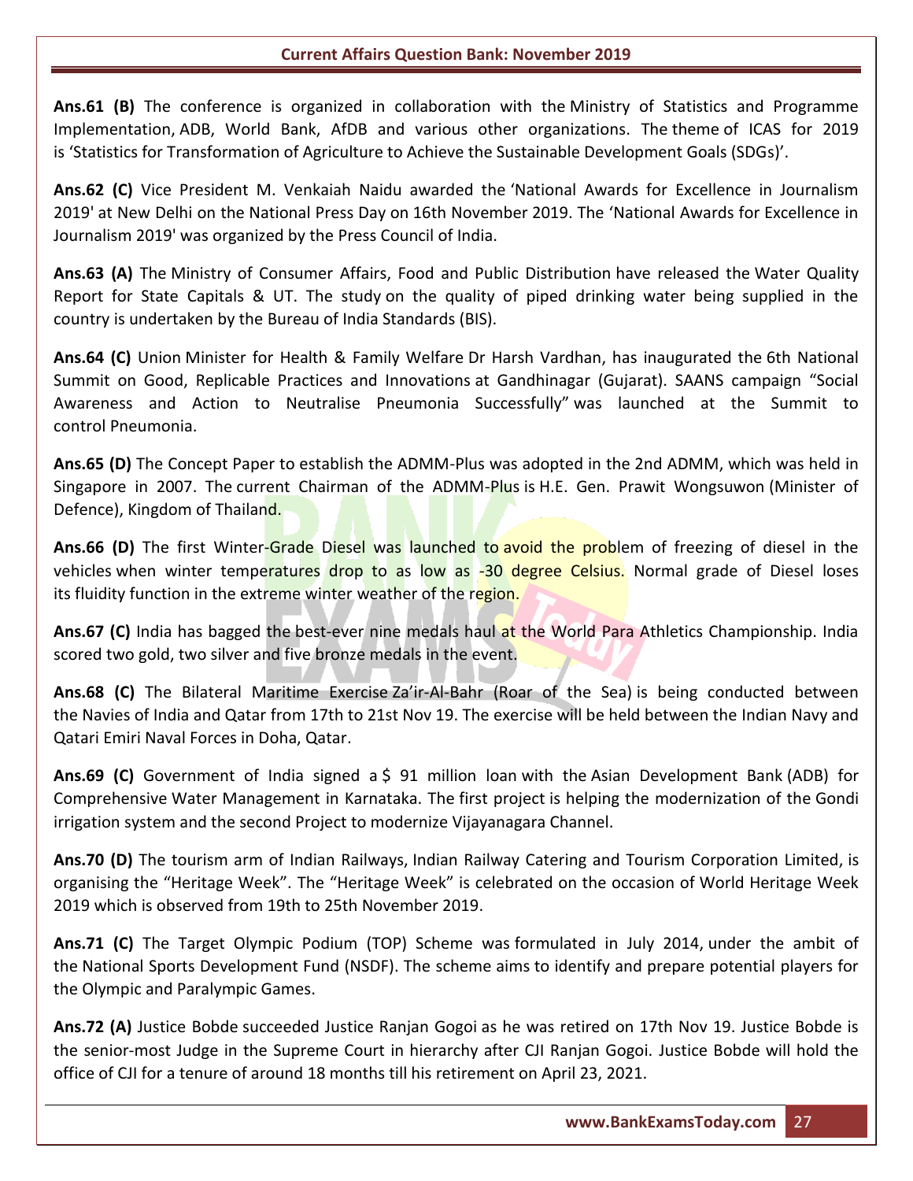**Ans.61 (B)** The conference is organized in collaboration with the Ministry of Statistics and Programme Implementation, ADB, World Bank, AfDB and various other organizations. The theme of ICAS for 2019 is 'Statistics for Transformation of Agriculture to Achieve the Sustainable Development Goals (SDGs)'.

**Ans.62 (C)** Vice President M. Venkaiah Naidu awarded the 'National Awards for Excellence in Journalism 2019' at New Delhi on the National Press Day on 16th November 2019. The 'National Awards for Excellence in Journalism 2019' was organized by the Press Council of India.

**Ans.63 (A)** The Ministry of Consumer Affairs, Food and Public Distribution have released the Water Quality Report for State Capitals & UT. The study on the quality of piped drinking water being supplied in the country is undertaken by the Bureau of India Standards (BIS).

**Ans.64 (C)** Union Minister for Health & Family Welfare Dr Harsh Vardhan, has inaugurated the 6th National Summit on Good, Replicable Practices and Innovations at Gandhinagar (Gujarat). SAANS campaign "Social Awareness and Action to Neutralise Pneumonia Successfully" was launched at the Summit to control Pneumonia.

**Ans.65 (D)** The Concept Paper to establish the ADMM-Plus was adopted in the 2nd ADMM, which was held in Singapore in 2007. The current Chairman of the ADMM-Plus is H.E. Gen. Prawit Wongsuwon (Minister of Defence), Kingdom of Thailand.

**Ans.66 (D)** The first Winter-Grade Diesel was launched to avoid the problem of freezing of diesel in the vehicles when winter temperatures drop to as low as -30 degree Celsius. Normal grade of Diesel loses its fluidity function in the extreme winter weather of the region.

**Ans.67 (C)** India has bagged the best-ever nine medals haul at the World Para Athletics Championship. India scored two gold, two silver and five bronze medals in the event.

**Ans.68 (C)** The Bilateral Maritime Exercise Za'ir-Al-Bahr (Roar of the Sea) is being conducted between the Navies of India and Qatar from 17th to 21st Nov 19. The exercise will be held between the Indian Navy and Qatari Emiri Naval Forces in Doha, Qatar.

**Ans.69 (C)** Government of India signed a $ 91 million loan with the Asian Development Bank (ADB) for Comprehensive Water Management in Karnataka. The first project is helping the modernization of the Gondi irrigation system and the second Project to modernize Vijayanagara Channel.

**Ans.70 (D)** The tourism arm of Indian Railways, Indian Railway Catering and Tourism Corporation Limited, is organising the "Heritage Week". The "Heritage Week" is celebrated on the occasion of World Heritage Week 2019 which is observed from 19th to 25th November 2019.

**Ans.71 (C)** The Target Olympic Podium (TOP) Scheme was formulated in July 2014, under the ambit of the National Sports Development Fund (NSDF). The scheme aims to identify and prepare potential players for the Olympic and Paralympic Games.

**Ans.72 (A)** Justice Bobde succeeded Justice Ranjan Gogoi as he was retired on 17th Nov 19. Justice Bobde is the senior-most Judge in the Supreme Court in hierarchy after CJI Ranjan Gogoi. Justice Bobde will hold the office of CJI for a tenure of around 18 months till his retirement on April 23, 2021.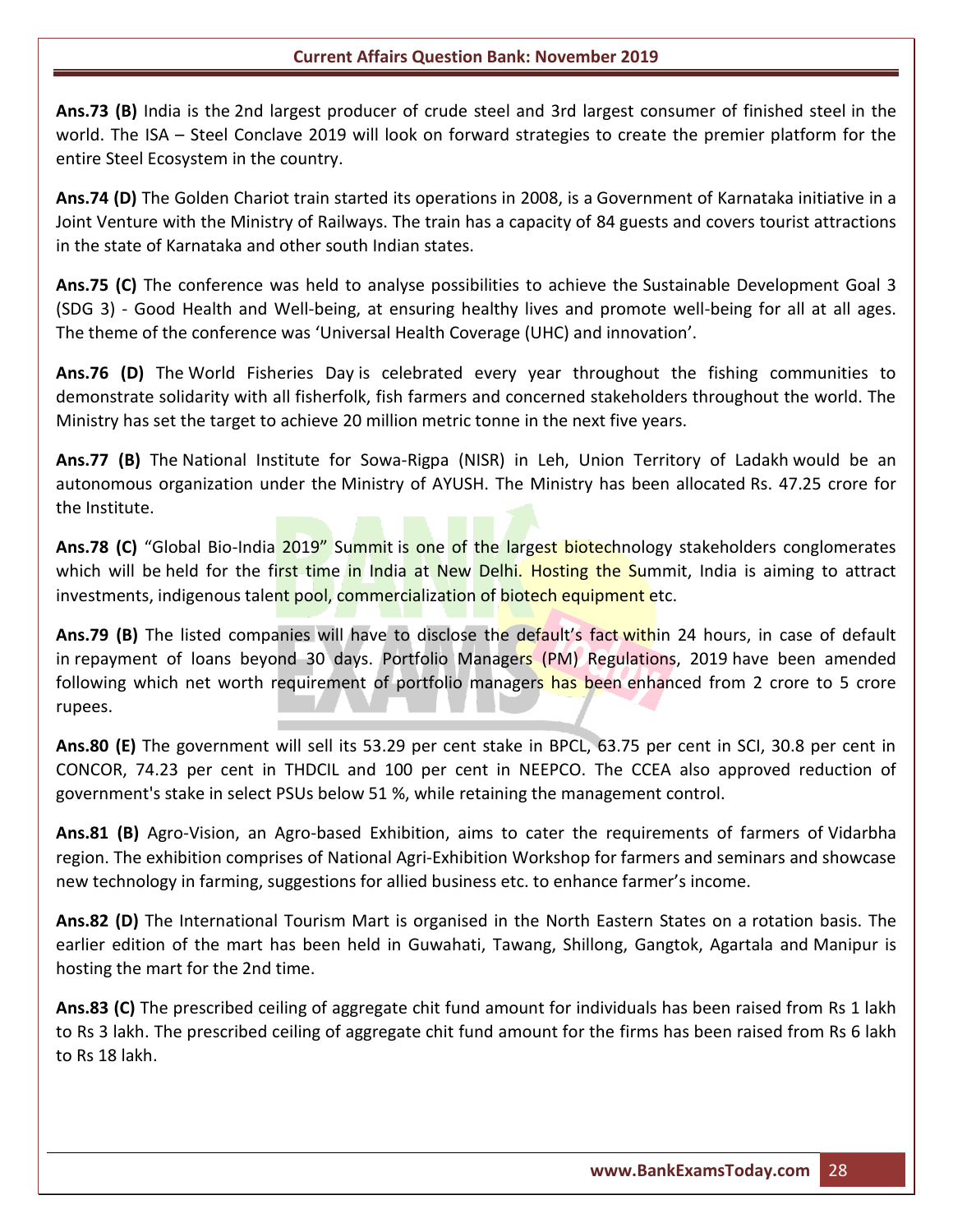**Ans.73 (B)** India is the 2nd largest producer of crude steel and 3rd largest consumer of finished steel in the world. The ISA – Steel Conclave 2019 will look on forward strategies to create the premier platform for the entire Steel Ecosystem in the country.

**Ans.74 (D)** The Golden Chariot train started its operations in 2008, is a Government of Karnataka initiative in a Joint Venture with the Ministry of Railways. The train has a capacity of 84 guests and covers tourist attractions in the state of Karnataka and other south Indian states.

**Ans.75 (C)** The conference was held to analyse possibilities to achieve the Sustainable Development Goal 3 (SDG 3) - Good Health and Well-being, at ensuring healthy lives and promote well-being for all at all ages. The theme of the conference was 'Universal Health Coverage (UHC) and innovation'.

**Ans.76 (D)** The World Fisheries Day is celebrated every year throughout the fishing communities to demonstrate solidarity with all fisherfolk, fish farmers and concerned stakeholders throughout the world. The Ministry has set the target to achieve 20 million metric tonne in the next five years.

**Ans.77 (B)** The National Institute for Sowa-Rigpa (NISR) in Leh, Union Territory of Ladakh would be an autonomous organization under the Ministry of AYUSH. The Ministry has been allocated Rs. 47.25 crore for the Institute.

**Ans.78 (C)** "Global Bio-India 2019" Summit is one of the largest biotechnology stakeholders conglomerates which will be held for the first time in India at New Delhi. Hosting the Summit, India is aiming to attract investments, indigenous talent pool, commercialization of biotech equipment etc.

**Ans.79 (B)** The listed companies will have to disclose the default's fact within 24 hours, in case of default in repayment of loans beyond 30 days. Portfolio Managers (PM) Regulations, 2019 have been amended following which net worth requirement of portfolio managers has been enhanced from 2 crore to 5 crore rupees.

**Ans.80 (E)** The government will sell its 53.29 per cent stake in BPCL, 63.75 per cent in SCI, 30.8 per cent in CONCOR, 74.23 per cent in THDCIL and 100 per cent in NEEPCO. The CCEA also approved reduction of government's stake in select PSUs below 51 %, while retaining the management control.

**Ans.81 (B)** Agro-Vision, an Agro-based Exhibition, aims to cater the requirements of farmers of Vidarbha region. The exhibition comprises of National Agri-Exhibition Workshop for farmers and seminars and showcase new technology in farming, suggestions for allied business etc. to enhance farmer's income.

**Ans.82 (D)** The International Tourism Mart is organised in the North Eastern States on a rotation basis. The earlier edition of the mart has been held in Guwahati, Tawang, Shillong, Gangtok, Agartala and Manipur is hosting the mart for the 2nd time.

**Ans.83 (C)** The prescribed ceiling of aggregate chit fund amount for individuals has been raised from Rs 1 lakh to Rs 3 lakh. The prescribed ceiling of aggregate chit fund amount for the firms has been raised from Rs 6 lakh to Rs 18 lakh.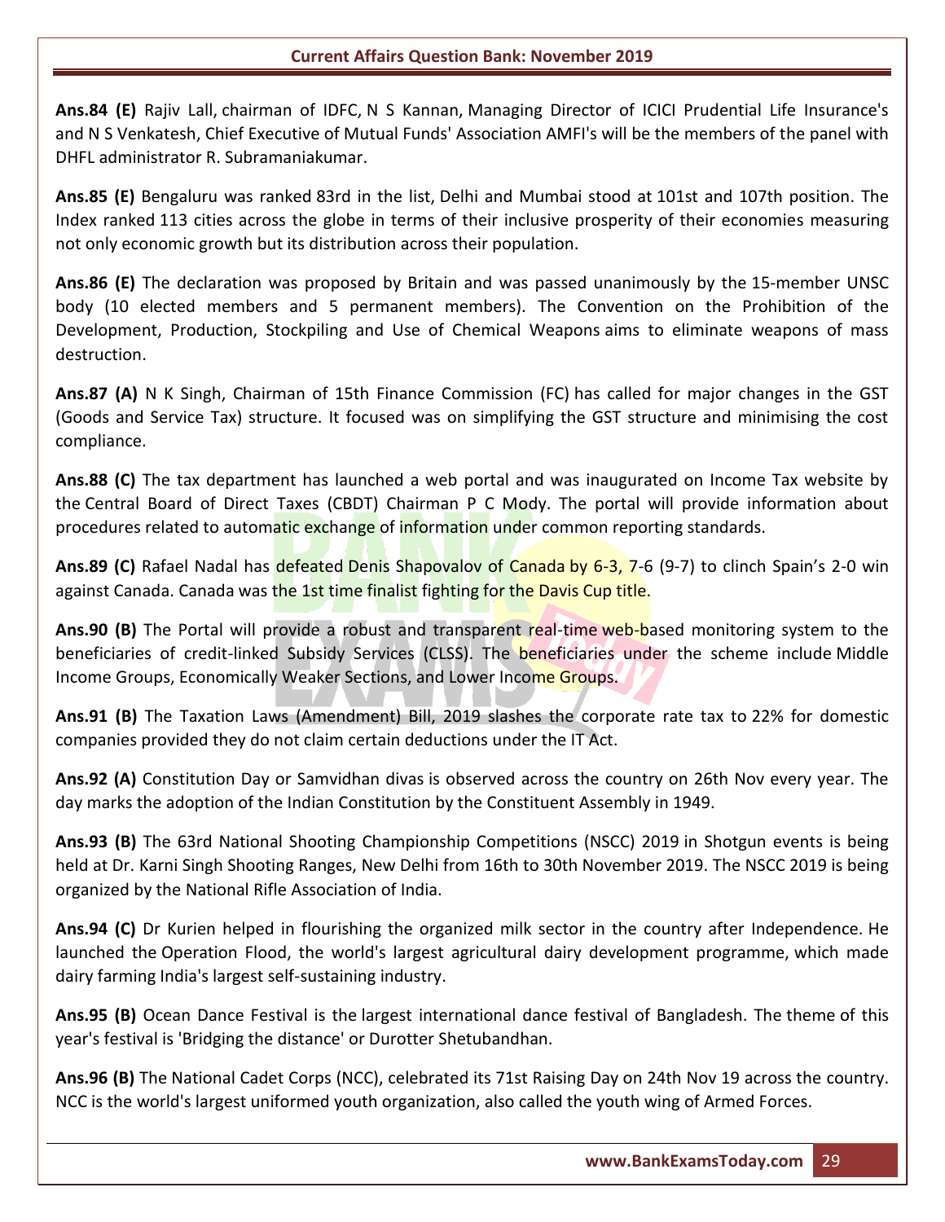**Ans.84 (E)** Rajiv Lall, chairman of IDFC, N S Kannan, Managing Director of ICICI Prudential Life Insurance's and N S Venkatesh, Chief Executive of Mutual Funds' Association AMFI's will be the members of the panel with DHFL administrator R. Subramaniakumar.

**Ans.85 (E)** Bengaluru was ranked 83rd in the list, Delhi and Mumbai stood at 101st and 107th position. The Index ranked 113 cities across the globe in terms of their inclusive prosperity of their economies measuring not only economic growth but its distribution across their population.

**Ans.86 (E)** The declaration was proposed by Britain and was passed unanimously by the 15-member UNSC body (10 elected members and 5 permanent members). The Convention on the Prohibition of the Development, Production, Stockpiling and Use of Chemical Weapons aims to eliminate weapons of mass destruction.

**Ans.87 (A)** N K Singh, Chairman of 15th Finance Commission (FC) has called for major changes in the GST (Goods and Service Tax) structure. It focused was on simplifying the GST structure and minimising the cost compliance.

**Ans.88 (C)** The tax department has launched a web portal and was inaugurated on Income Tax website by the Central Board of Direct Taxes (CBDT) Chairman P C Mody. The portal will provide information about procedures related to automatic exchange of information under common reporting standards.

**Ans.89 (C)** Rafael Nadal has defeated Denis Shapovalov of Canada by 6-3, 7-6 (9-7) to clinch Spain's 2-0 win against Canada. Canada was the 1st time finalist fighting for the Davis Cup title.

**Ans.90 (B)** The Portal will provide a robust and transparent real-time web-based monitoring system to the beneficiaries of credit-linked Subsidy Services (CLSS). The beneficiaries under the scheme include Middle Income Groups, Economically Weaker Sections, and Lower Income Groups.

**Ans.91 (B)** The Taxation Laws (Amendment) Bill, 2019 slashes the corporate rate tax to 22% for domestic companies provided they do not claim certain deductions under the IT Act.

**Ans.92 (A)** Constitution Day or Samvidhan divas is observed across the country on 26th Nov every year. The day marks the adoption of the Indian Constitution by the Constituent Assembly in 1949.

**Ans.93 (B)** The 63rd National Shooting Championship Competitions (NSCC) 2019 in Shotgun events is being held at Dr. Karni Singh Shooting Ranges, New Delhi from 16th to 30th November 2019. The NSCC 2019 is being organized by the National Rifle Association of India.

**Ans.94 (C)** Dr Kurien helped in flourishing the organized milk sector in the country after Independence. He launched the Operation Flood, the world's largest agricultural dairy development programme, which made dairy farming India's largest self-sustaining industry.

**Ans.95 (B)** Ocean Dance Festival is the largest international dance festival of Bangladesh. The theme of this year's festival is 'Bridging the distance' or Durotter Shetubandhan.

**Ans.96 (B)** The National Cadet Corps (NCC), celebrated its 71st Raising Day on 24th Nov 19 across the country. NCC is the world's largest uniformed youth organization, also called the youth wing of Armed Forces.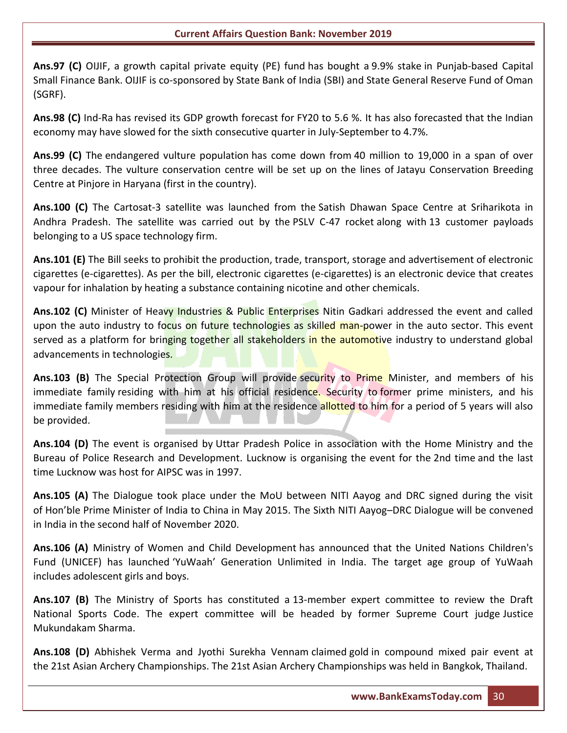**Ans.97 (C)** OIJIF, a growth capital private equity (PE) fund has bought a 9.9% stake in Punjab-based Capital Small Finance Bank. OIJIF is co-sponsored by State Bank of India (SBI) and State General Reserve Fund of Oman (SGRF).

**Ans.98 (C)** Ind-Ra has revised its GDP growth forecast for FY20 to 5.6 %. It has also forecasted that the Indian economy may have slowed for the sixth consecutive quarter in July-September to 4.7%.

**Ans.99 (C)** The endangered vulture population has come down from 40 million to 19,000 in a span of over three decades. The vulture conservation centre will be set up on the lines of Jatayu Conservation Breeding Centre at Pinjore in Haryana (first in the country).

**Ans.100 (C)** The Cartosat-3 satellite was launched from the Satish Dhawan Space Centre at Sriharikota in Andhra Pradesh. The satellite was carried out by the PSLV C-47 rocket along with 13 customer payloads belonging to a US space technology firm.

**Ans.101 (E)** The Bill seeks to prohibit the production, trade, transport, storage and advertisement of electronic cigarettes (e-cigarettes). As per the bill, electronic cigarettes (e-cigarettes) is an electronic device that creates vapour for inhalation by heating a substance containing nicotine and other chemicals.

**Ans.102 (C)** Minister of Heavy Industries & Public Enterprises Nitin Gadkari addressed the event and called upon the auto industry to focus on future technologies as skilled man-power in the auto sector. This event served as a platform for bringing together all stakeholders in the automotive industry to understand global advancements in technologies.

**Ans.103 (B)** The Special Protection Group will provide security to Prime Minister, and members of his immediate family residing with him at his official residence. Security to former prime ministers, and his immediate family members residing with him at the residence allotted to him for a period of 5 years will also be provided.

**Ans.104 (D)** The event is organised by Uttar Pradesh Police in association with the Home Ministry and the Bureau of Police Research and Development. Lucknow is organising the event for the 2nd time and the last time Lucknow was host for AIPSC was in 1997.

**Ans.105 (A)** The Dialogue took place under the MoU between NITI Aayog and DRC signed during the visit of Hon'ble Prime Minister of India to China in May 2015. The Sixth NITI Aayog–DRC Dialogue will be convened in India in the second half of November 2020.

**Ans.106 (A)** Ministry of Women and Child Development has announced that the United Nations Children's Fund (UNICEF) has launched 'YuWaah' Generation Unlimited in India. The target age group of YuWaah includes adolescent girls and boys.

**Ans.107 (B)** The Ministry of Sports has constituted a 13-member expert committee to review the Draft National Sports Code. The expert committee will be headed by former Supreme Court judge Justice Mukundakam Sharma.

**Ans.108 (D)** Abhishek Verma and Jyothi Surekha Vennam claimed gold in compound mixed pair event at the 21st Asian Archery Championships. The 21st Asian Archery Championships was held in Bangkok, Thailand.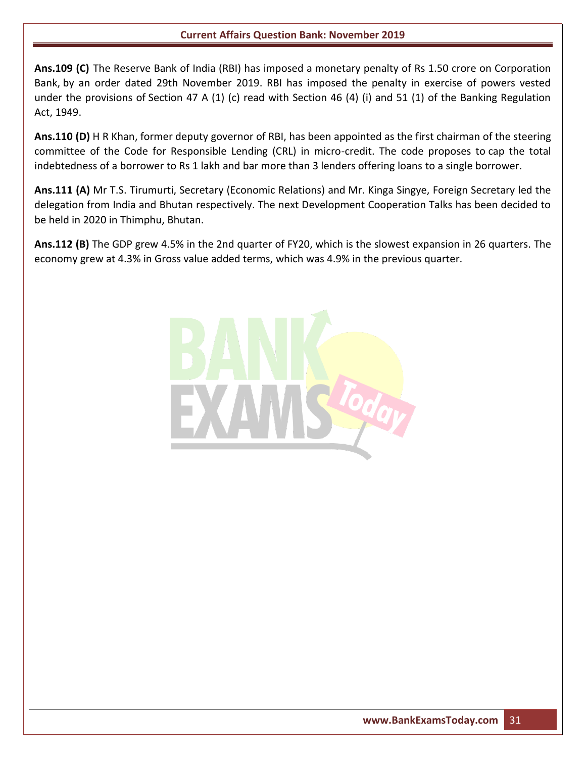**Ans.109 (C)** The Reserve Bank of India (RBI) has imposed a monetary penalty of Rs 1.50 crore on Corporation Bank, by an order dated 29th November 2019. RBI has imposed the penalty in exercise of powers vested under the provisions of Section 47 A (1) (c) read with Section 46 (4) (i) and 51 (1) of the Banking Regulation Act, 1949.

**Ans.110 (D)** H R Khan, former deputy governor of RBI, has been appointed as the first chairman of the steering committee of the Code for Responsible Lending (CRL) in micro-credit. The code proposes to cap the total indebtedness of a borrower to Rs 1 lakh and bar more than 3 lenders offering loans to a single borrower.

**Ans.111 (A)** Mr T.S. Tirumurti, Secretary (Economic Relations) and Mr. Kinga Singye, Foreign Secretary led the delegation from India and Bhutan respectively. The next Development Cooperation Talks has been decided to be held in 2020 in Thimphu, Bhutan.

**Ans.112 (B)** The GDP grew 4.5% in the 2nd quarter of FY20, which is the slowest expansion in 26 quarters. The economy grew at 4.3% in Gross value added terms, which was 4.9% in the previous quarter.